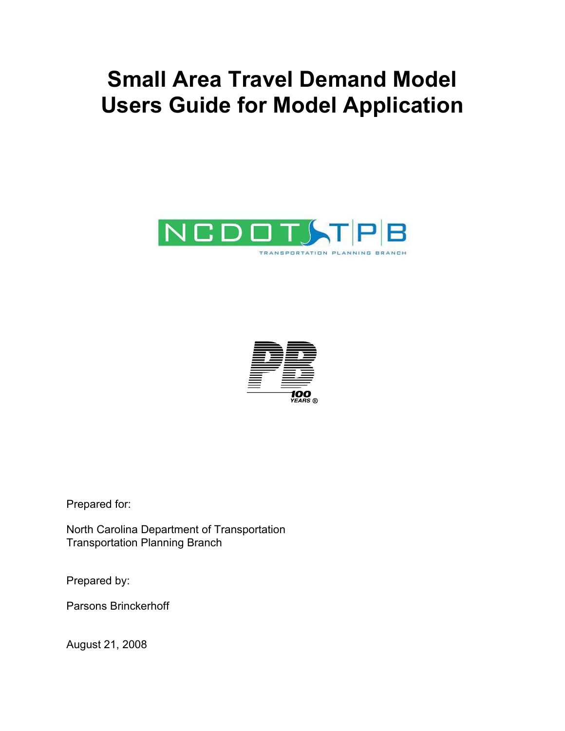# Small Area Travel Demand Model Users Guide for Model Application

Prepared for:

North Carolina Department of Transportation
Transportation Planning Branch

Prepared by:

Parsons Brinckerhoff

August 21, 2008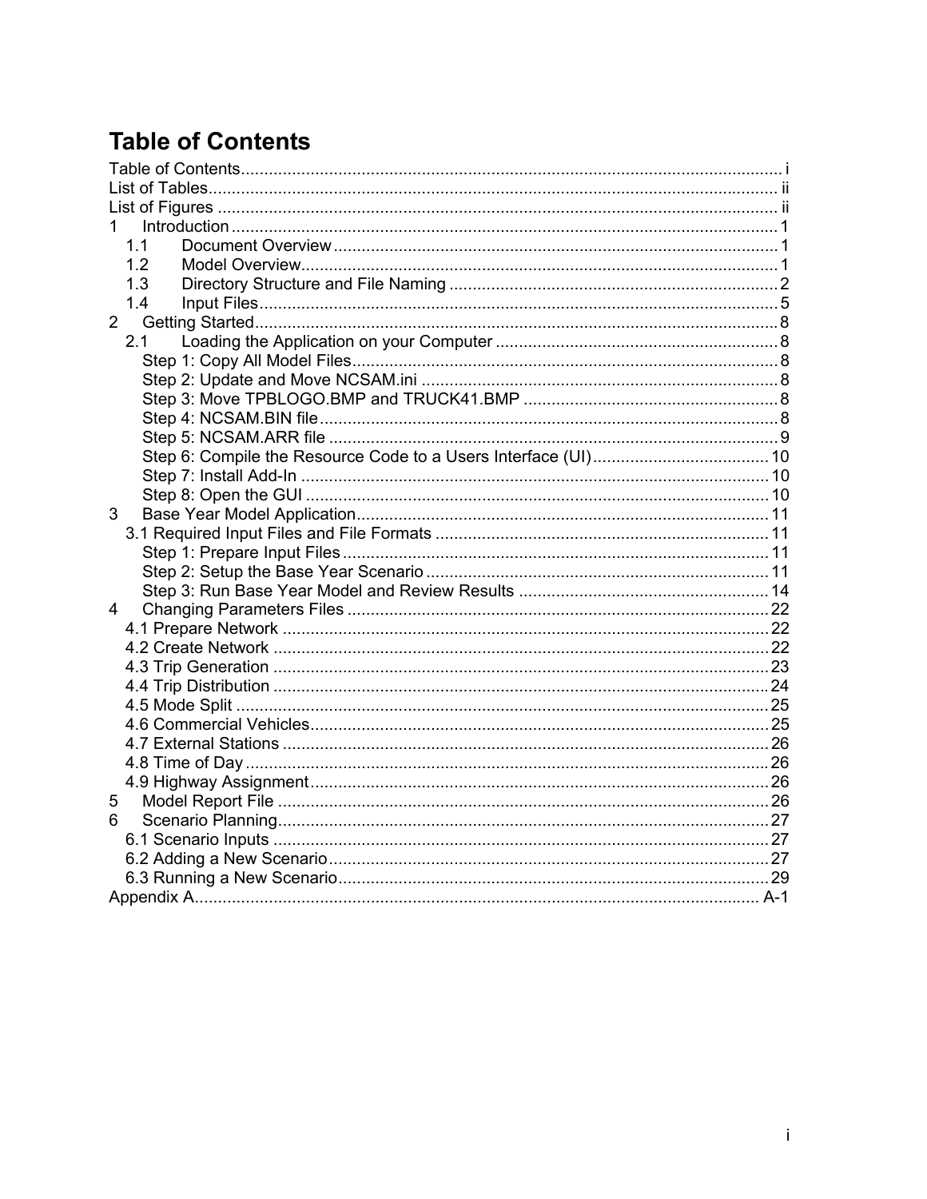# Table of Contents

Table of Contents ..... i
List of Tables ..... ii
List of Figures ..... ii
1 Introduction ..... 1
- 1.1 Document Overview ..... 1
- 1.2 Model Overview ..... 1
- 1.3 Directory Structure and File Naming ..... 2
- 1.4 Input Files ..... 5

2 Getting Started ..... 8
- 2.1 Loading the Application on your Computer ..... 8
  - Step 1: Copy All Model Files ..... 8
  - Step 2: Update and Move NCSAM.ini ..... 8
  - Step 3: Move TPBLOGO.BMP and TRUCK41.BMP ..... 8
  - Step 4: NCSAM.BIN file ..... 8
  - Step 5: NCSAM.ARR file ..... 9
  - Step 6: Compile the Resource Code to a Users Interface (UI) ..... 10
  - Step 7: Install Add-In ..... 10
  - Step 8: Open the GUI ..... 10

3 Base Year Model Application ..... 11
- 3.1 Required Input Files and File Formats ..... 11
  - Step 1: Prepare Input Files ..... 11
  - Step 2: Setup the Base Year Scenario ..... 11
  - Step 3: Run Base Year Model and Review Results ..... 14

4 Changing Parameters Files ..... 22
- 4.1 Prepare Network ..... 22
- 4.2 Create Network ..... 22
- 4.3 Trip Generation ..... 23
- 4.4 Trip Distribution ..... 24
- 4.5 Mode Split ..... 25
- 4.6 Commercial Vehicles ..... 25
- 4.7 External Stations ..... 26
- 4.8 Time of Day ..... 26
- 4.9 Highway Assignment ..... 26

5 Model Report File ..... 26

6 Scenario Planning ..... 27
- 6.1 Scenario Inputs ..... 27
- 6.2 Adding a New Scenario ..... 27
- 6.3 Running a New Scenario ..... 29

Appendix A ..... A-1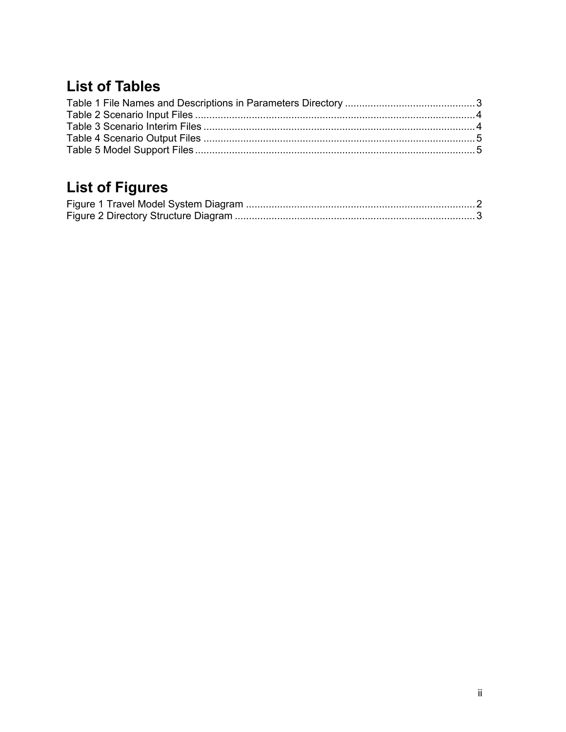# List of Tables

Table 1 File Names and Descriptions in Parameters Directory ............................................. 3
Table 2 Scenario Input Files .................................................................................................. 4
Table 3 Scenario Interim Files ............................................................................................... 4
Table 4 Scenario Output Files ................................................................................................ 5
Table 5 Model Support Files ................................................................................................... 5

# List of Figures

Figure 1 Travel Model System Diagram ................................................................................. 2
Figure 2 Directory Structure Diagram .................................................................................... 3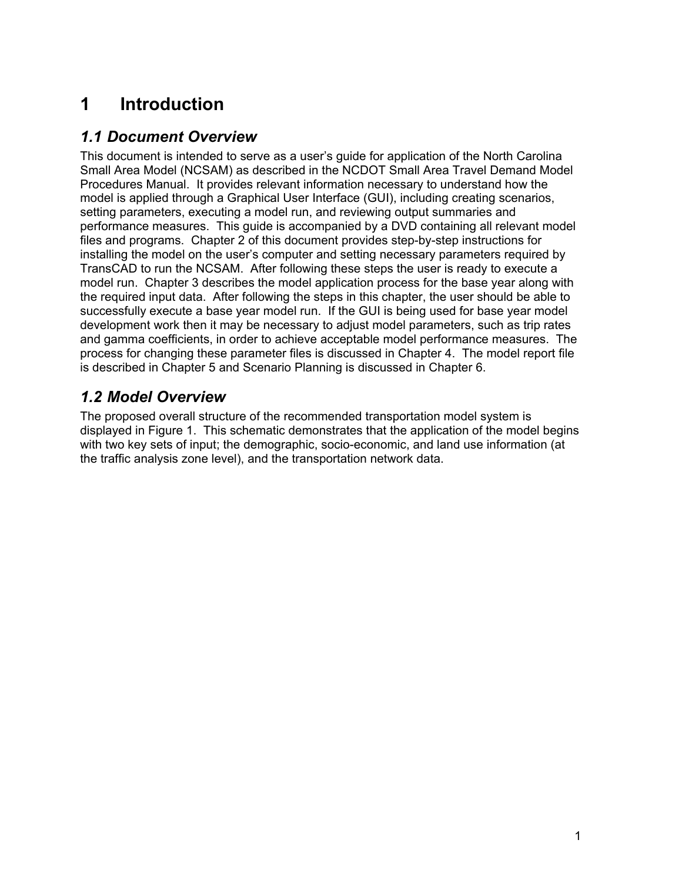# 1 Introduction

## 1.1 Document Overview

This document is intended to serve as a user's guide for application of the North Carolina Small Area Model (NCSAM) as described in the NCDOT Small Area Travel Demand Model Procedures Manual. It provides relevant information necessary to understand how the model is applied through a Graphical User Interface (GUI), including creating scenarios, setting parameters, executing a model run, and reviewing output summaries and performance measures. This guide is accompanied by a DVD containing all relevant model files and programs. Chapter 2 of this document provides step-by-step instructions for installing the model on the user's computer and setting necessary parameters required by TransCAD to run the NCSAM. After following these steps the user is ready to execute a model run. Chapter 3 describes the model application process for the base year along with the required input data. After following the steps in this chapter, the user should be able to successfully execute a base year model run. If the GUI is being used for base year model development work then it may be necessary to adjust model parameters, such as trip rates and gamma coefficients, in order to achieve acceptable model performance measures. The process for changing these parameter files is discussed in Chapter 4. The model report file is described in Chapter 5 and Scenario Planning is discussed in Chapter 6.

## 1.2 Model Overview

The proposed overall structure of the recommended transportation model system is displayed in Figure 1. This schematic demonstrates that the application of the model begins with two key sets of input; the demographic, socio-economic, and land use information (at the traffic analysis zone level), and the transportation network data.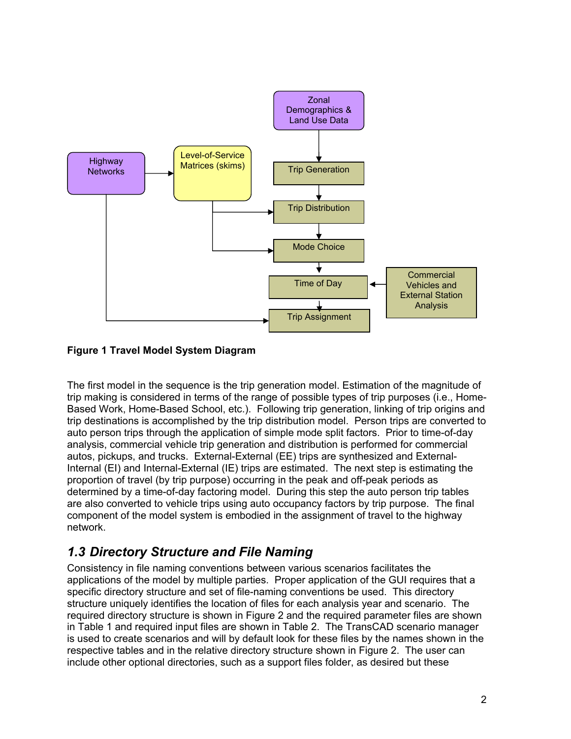Figure 1 Travel Model System Diagram

The first model in the sequence is the trip generation model. Estimation of the magnitude of trip making is considered in terms of the range of possible types of trip purposes (i.e., Home-Based Work, Home-Based School, etc.). Following trip generation, linking of trip origins and trip destinations is accomplished by the trip distribution model. Person trips are converted to auto person trips through the application of simple mode split factors. Prior to time-of-day analysis, commercial vehicle trip generation and distribution is performed for commercial autos, pickups, and trucks. External-External (EE) trips are synthesized and External-Internal (EI) and Internal-External (IE) trips are estimated. The next step is estimating the proportion of travel (by trip purpose) occurring in the peak and off-peak periods as determined by a time-of-day factoring model. During this step the auto person trip tables are also converted to vehicle trips using auto occupancy factors by trip purpose. The final component of the model system is embodied in the assignment of travel to the highway network.

## *1.3 Directory Structure and File Naming*

Consistency in file naming conventions between various scenarios facilitates the applications of the model by multiple parties. Proper application of the GUI requires that a specific directory structure and set of file-naming conventions be used. This directory structure uniquely identifies the location of files for each analysis year and scenario. The required directory structure is shown in Figure 2 and the required parameter files are shown in Table 1 and required input files are shown in Table 2. The TransCAD scenario manager is used to create scenarios and will by default look for these files by the names shown in the respective tables and in the relative directory structure shown in Figure 2. The user can include other optional directories, such as a support files folder, as desired but these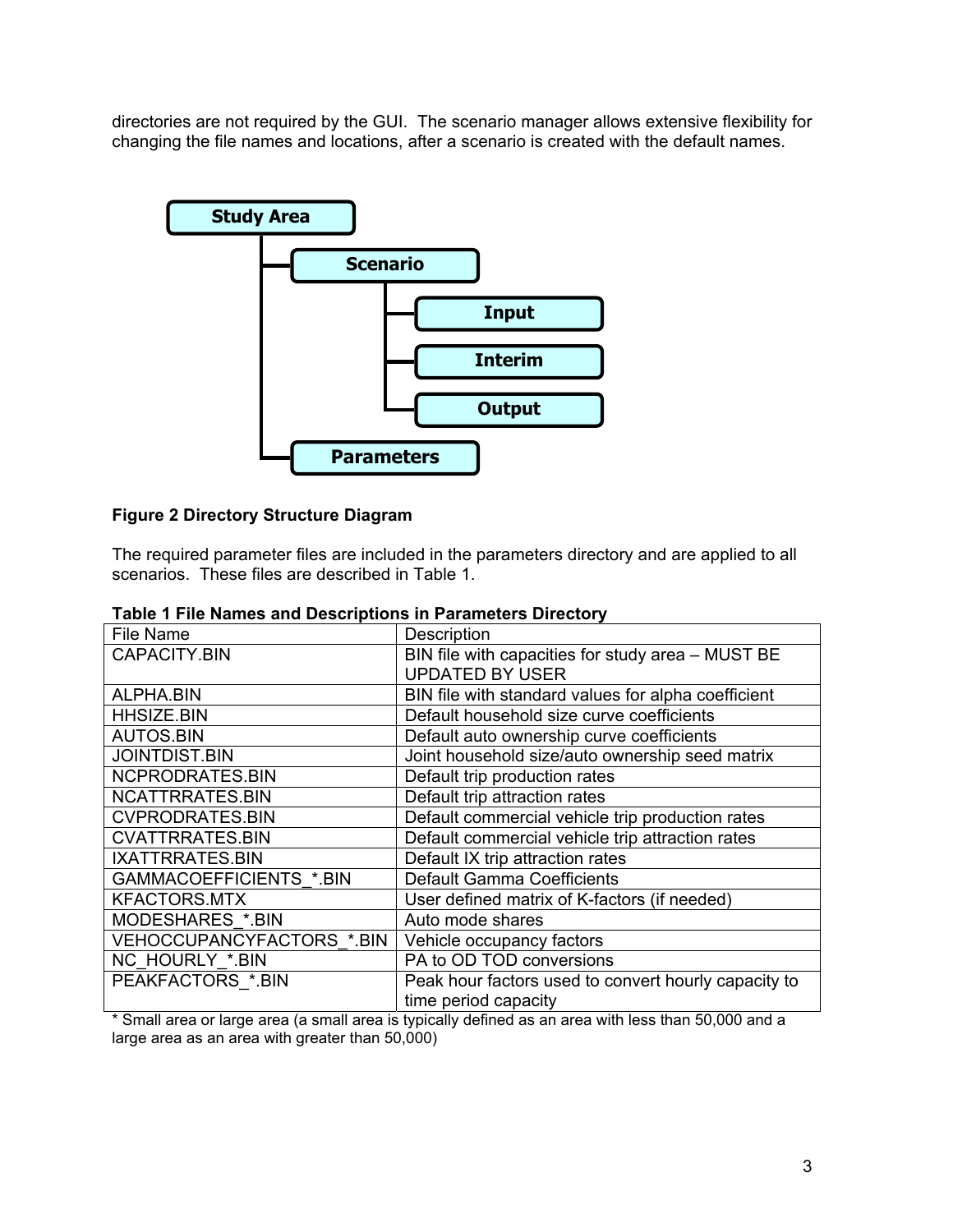directories are not required by the GUI. The scenario manager allows extensive flexibility for changing the file names and locations, after a scenario is created with the default names.

**Figure 2 Directory Structure Diagram**

The required parameter files are included in the parameters directory and are applied to all scenarios. These files are described in Table 1.

**Table 1 File Names and Descriptions in Parameters Directory**

| File Name | Description |
|---|---|
| CAPACITY.BIN | BIN file with capacities for study area – MUST BE UPDATED BY USER |
| ALPHA.BIN | BIN file with standard values for alpha coefficient |
| HHSIZE.BIN | Default household size curve coefficients |
| AUTOS.BIN | Default auto ownership curve coefficients |
| JOINTDIST.BIN | Joint household size/auto ownership seed matrix |
| NCPRODRATES.BIN | Default trip production rates |
| NCATTRRATES.BIN | Default trip attraction rates |
| CVPRODRATES.BIN | Default commercial vehicle trip production rates |
| CVATTRRATES.BIN | Default commercial vehicle trip attraction rates |
| IXATTRRATES.BIN | Default IX trip attraction rates |
| GAMMACOEFFICIENTS_*.BIN | Default Gamma Coefficients |
| KFACTORS.MTX | User defined matrix of K-factors (if needed) |
| MODESHARES_*.BIN | Auto mode shares |
| VEHOCCUPANCYFACTORS_*.BIN | Vehicle occupancy factors |
| NC_HOURLY_*.BIN | PA to OD TOD conversions |
| PEAKFACTORS_*.BIN | Peak hour factors used to convert hourly capacity to time period capacity |

* Small area or large area (a small area is typically defined as an area with less than 50,000 and a large area as an area with greater than 50,000)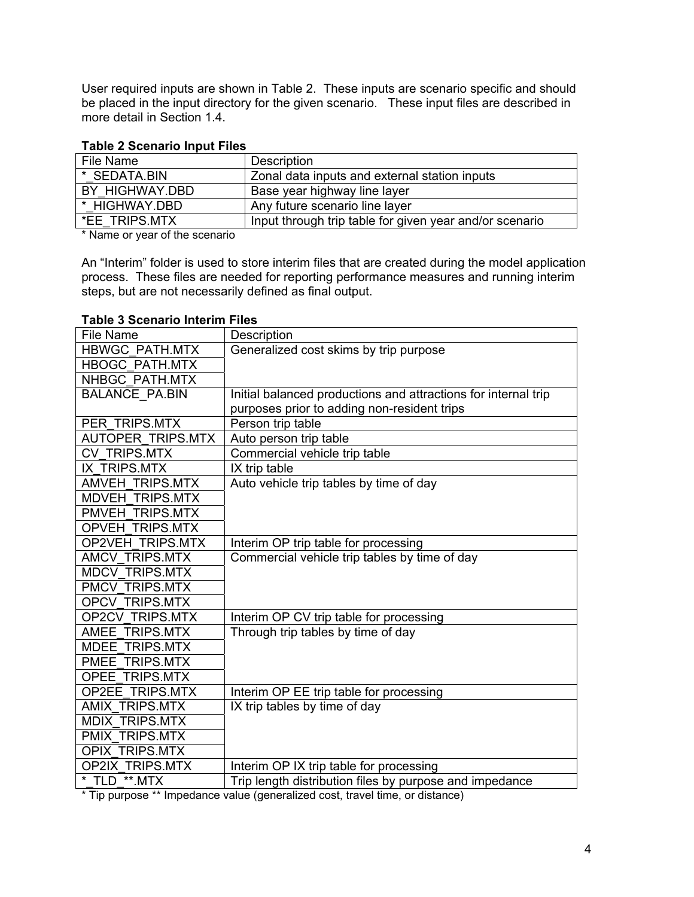User required inputs are shown in Table 2. These inputs are scenario specific and should be placed in the input directory for the given scenario. These input files are described in more detail in Section 1.4.

**Table 2 Scenario Input Files**

| File Name | Description |
|---|---|
| *_SEDATA.BIN | Zonal data inputs and external station inputs |
| BY_HIGHWAY.DBD | Base year highway line layer |
| *_HIGHWAY.DBD | Any future scenario line layer |
| *EE_TRIPS.MTX | Input through trip table for given year and/or scenario |

* Name or year of the scenario

An "Interim" folder is used to store interim files that are created during the model application process. These files are needed for reporting performance measures and running interim steps, but are not necessarily defined as final output.

**Table 3 Scenario Interim Files**

| File Name | Description |
|---|---|
| HBWGC_PATH.MTX | Generalized cost skims by trip purpose |
| HBOGC_PATH.MTX | |
| NHBGC_PATH.MTX | |
| BALANCE_PA.BIN | Initial balanced productions and attractions for internal trip purposes prior to adding non-resident trips |
| PER_TRIPS.MTX | Person trip table |
| AUTOPER_TRIPS.MTX | Auto person trip table |
| CV_TRIPS.MTX | Commercial vehicle trip table |
| IX_TRIPS.MTX | IX trip table |
| AMVEH_TRIPS.MTX | Auto vehicle trip tables by time of day |
| MDVEH_TRIPS.MTX | |
| PMVEH_TRIPS.MTX | |
| OPVEH_TRIPS.MTX | |
| OP2VEH_TRIPS.MTX | Interim OP trip table for processing |
| AMCV_TRIPS.MTX | Commercial vehicle trip tables by time of day |
| MDCV_TRIPS.MTX | |
| PMCV_TRIPS.MTX | |
| OPCV_TRIPS.MTX | |
| OP2CV_TRIPS.MTX | Interim OP CV trip table for processing |
| AMEE_TRIPS.MTX | Through trip tables by time of day |
| MDEE_TRIPS.MTX | |
| PMEE_TRIPS.MTX | |
| OPEE_TRIPS.MTX | |
| OP2EE_TRIPS.MTX | Interim OP EE trip table for processing |
| AMIX_TRIPS.MTX | IX trip tables by time of day |
| MDIX_TRIPS.MTX | |
| PMIX_TRIPS.MTX | |
| OPIX_TRIPS.MTX | |
| OP2IX_TRIPS.MTX | Interim OP IX trip table for processing |
| *_TLD_**.MTX | Trip length distribution files by purpose and impedance |

* Tip purpose ** Impedance value (generalized cost, travel time, or distance)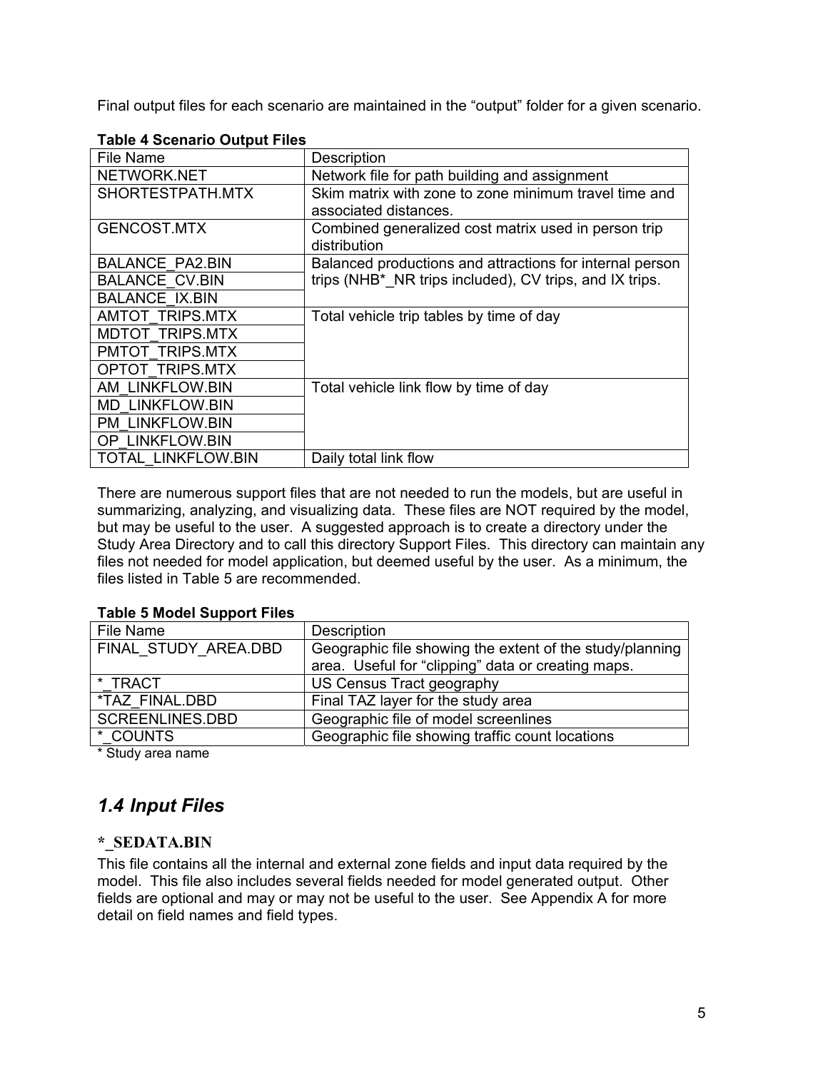Final output files for each scenario are maintained in the “output” folder for a given scenario.

**Table 4 Scenario Output Files**

| File Name | Description |
|---|---|
| NETWORK.NET | Network file for path building and assignment |
| SHORTESTPATH.MTX | Skim matrix with zone to zone minimum travel time and associated distances. |
| GENCOST.MTX | Combined generalized cost matrix used in person trip distribution |
| BALANCE_PA2.BIN | Balanced productions and attractions for internal person trips (NHB*_NR trips included), CV trips, and IX trips. |
| BALANCE_CV.BIN | |
| BALANCE_IX.BIN | |
| AMTOT_TRIPS.MTX | Total vehicle trip tables by time of day |
| MDTOT_TRIPS.MTX | |
| PMTOT_TRIPS.MTX | |
| OPTOT_TRIPS.MTX | |
| AM_LINKFLOW.BIN | Total vehicle link flow by time of day |
| MD_LINKFLOW.BIN | |
| PM_LINKFLOW.BIN | |
| OP_LINKFLOW.BIN | |
| TOTAL_LINKFLOW.BIN | Daily total link flow |

There are numerous support files that are not needed to run the models, but are useful in summarizing, analyzing, and visualizing data. These files are NOT required by the model, but may be useful to the user. A suggested approach is to create a directory under the Study Area Directory and to call this directory Support Files. This directory can maintain any files not needed for model application, but deemed useful by the user. As a minimum, the files listed in Table 5 are recommended.

**Table 5 Model Support Files**

| File Name | Description |
|---|---|
| FINAL_STUDY_AREA.DBD | Geographic file showing the extent of the study/planning area. Useful for “clipping” data or creating maps. |
| *_TRACT | US Census Tract geography |
| *TAZ_FINAL.DBD | Final TAZ layer for the study area |
| SCREENLINES.DBD | Geographic file of model screenlines |
| *_COUNTS | Geographic file showing traffic count locations |

\* Study area name

## *1.4 Input Files*

### *_SEDATA.BIN

This file contains all the internal and external zone fields and input data required by the model. This file also includes several fields needed for model generated output. Other fields are optional and may or may not be useful to the user. See Appendix A for more detail on field names and field types.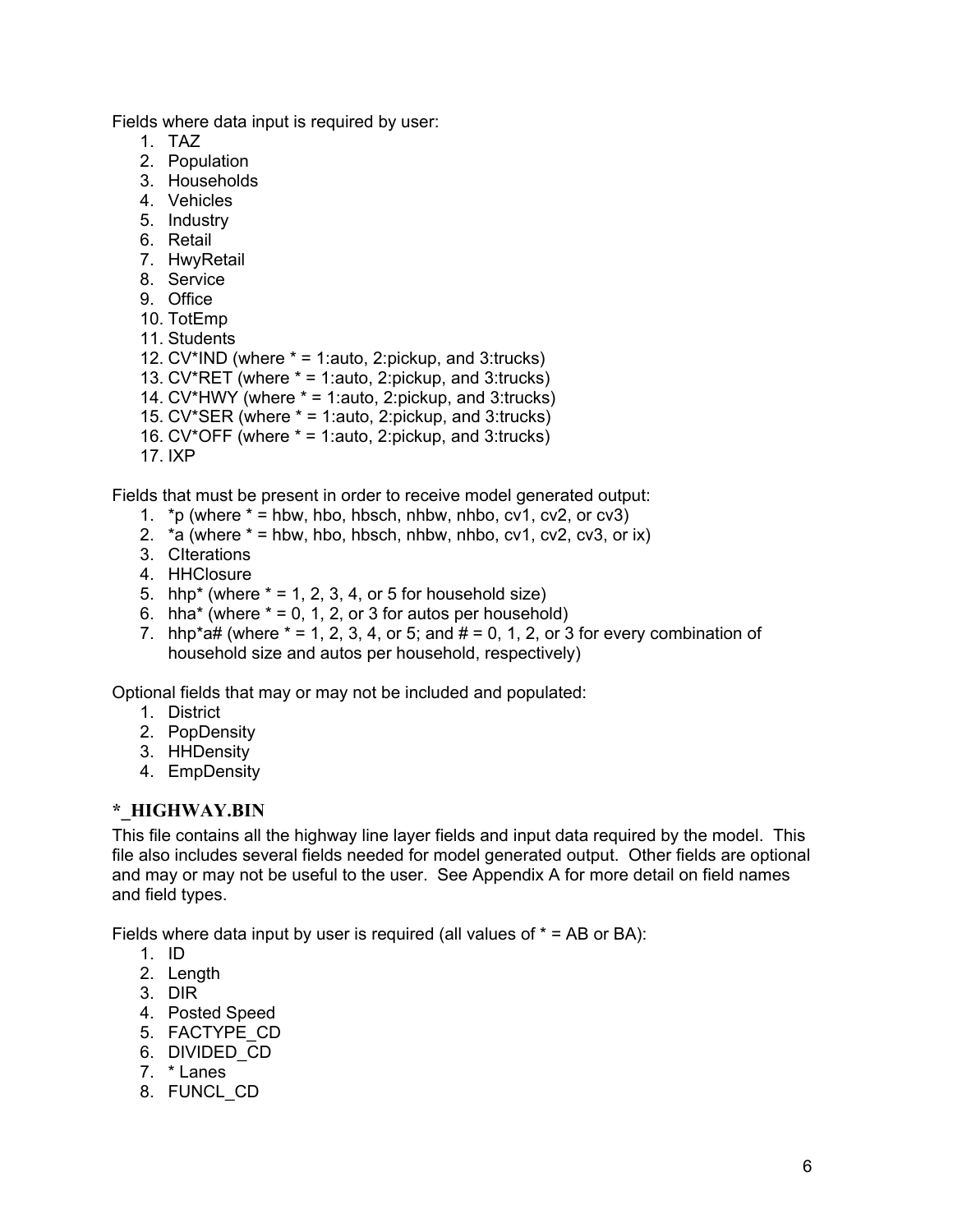Fields where data input is required by user:

1. TAZ
2. Population
3. Households
4. Vehicles
5. Industry
6. Retail
7. HwyRetail
8. Service
9. Office
10. TotEmp
11. Students
12. CV*IND (where * = 1:auto, 2:pickup, and 3:trucks)
13. CV*RET (where * = 1:auto, 2:pickup, and 3:trucks)
14. CV*HWY (where * = 1:auto, 2:pickup, and 3:trucks)
15. CV*SER (where * = 1:auto, 2:pickup, and 3:trucks)
16. CV*OFF (where * = 1:auto, 2:pickup, and 3:trucks)
17. IXP

Fields that must be present in order to receive model generated output:

1. *p (where * = hbw, hbo, hbsch, nhbw, nhbo, cv1, cv2, or cv3)
2. *a (where * = hbw, hbo, hbsch, nhbw, nhbo, cv1, cv2, cv3, or ix)
3. CIterations
4. HHClosure
5. hhp* (where * = 1, 2, 3, 4, or 5 for household size)
6. hha* (where * = 0, 1, 2, or 3 for autos per household)
7. hhp*a# (where * = 1, 2, 3, 4, or 5; and # = 0, 1, 2, or 3 for every combination of household size and autos per household, respectively)

Optional fields that may or may not be included and populated:

1. District
2. PopDensity
3. HHDensity
4. EmpDensity

### *_HIGHWAY.BIN

This file contains all the highway line layer fields and input data required by the model. This file also includes several fields needed for model generated output. Other fields are optional and may or may not be useful to the user. See Appendix A for more detail on field names and field types.

Fields where data input by user is required (all values of * = AB or BA):

1. ID
2. Length
3. DIR
4. Posted Speed
5. FACTYPE_CD
6. DIVIDED_CD
7. * Lanes
8. FUNCL_CD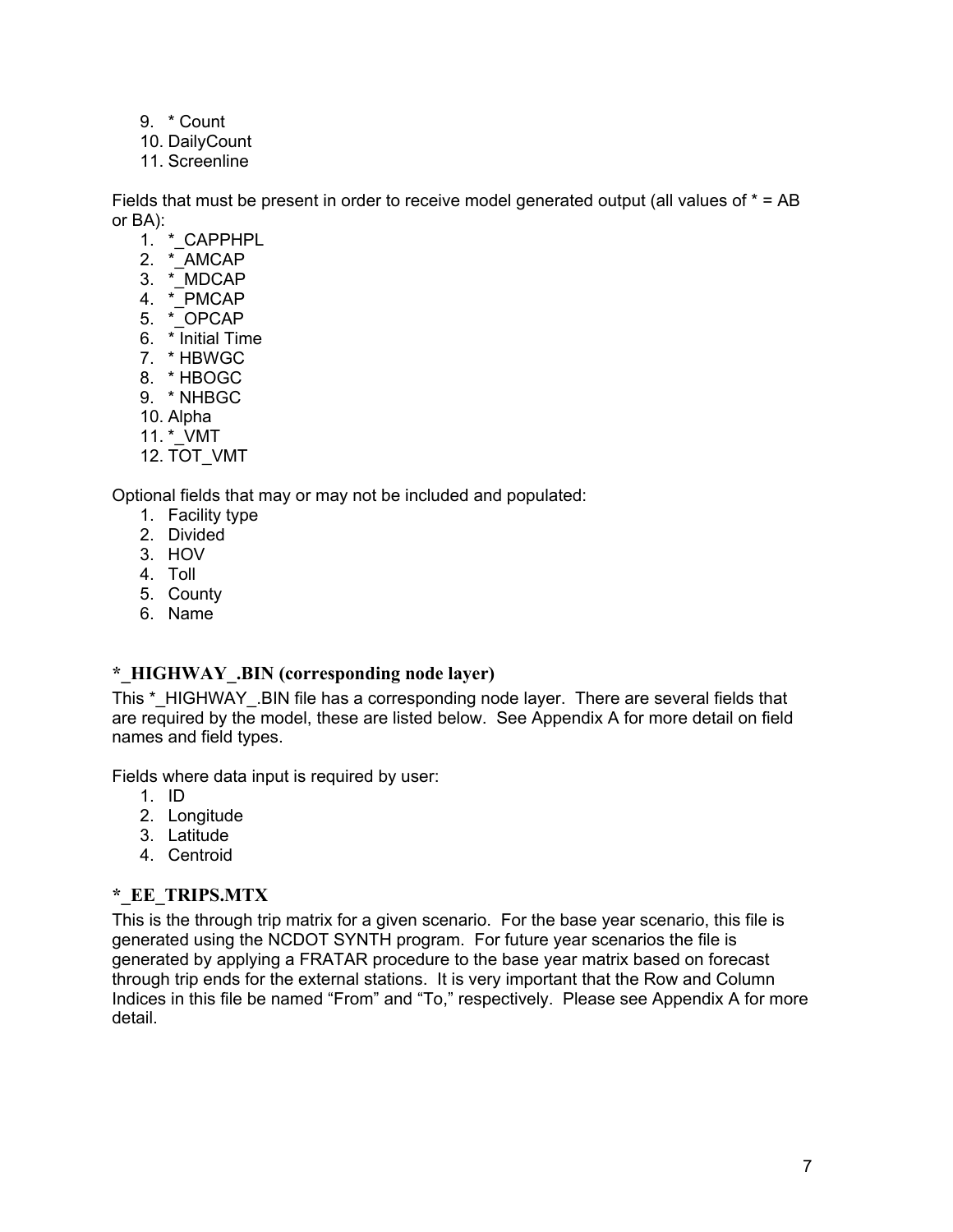9. * Count
10. DailyCount
11. Screenline

Fields that must be present in order to receive model generated output (all values of * = AB or BA):

1. *_CAPPHPL
2. *_AMCAP
3. *_MDCAP
4. *_PMCAP
5. *_OPCAP
6. * Initial Time
7. * HBWGC
8. * HBOGC
9. * NHBGC
10. Alpha
11. *_VMT
12. TOT_VMT

Optional fields that may or may not be included and populated:

1. Facility type
2. Divided
3. HOV
4. Toll
5. County
6. Name

### *_HIGHWAY_.BIN (corresponding node layer)

This *_HIGHWAY_.BIN file has a corresponding node layer. There are several fields that are required by the model, these are listed below. See Appendix A for more detail on field names and field types.

Fields where data input is required by user:

1. ID
2. Longitude
3. Latitude
4. Centroid

### *_EE_TRIPS.MTX

This is the through trip matrix for a given scenario. For the base year scenario, this file is generated using the NCDOT SYNTH program. For future year scenarios the file is generated by applying a FRATAR procedure to the base year matrix based on forecast through trip ends for the external stations. It is very important that the Row and Column Indices in this file be named "From" and "To," respectively. Please see Appendix A for more detail.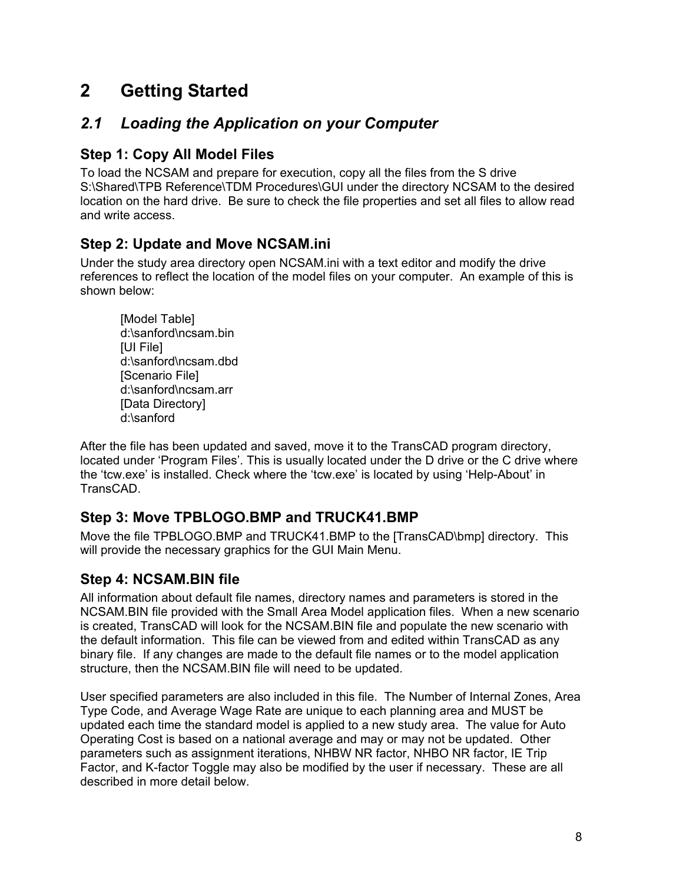# 2 Getting Started

## *2.1 Loading the Application on your Computer*

### Step 1: Copy All Model Files

To load the NCSAM and prepare for execution, copy all the files from the S drive S:\Shared\TPB Reference\TDM Procedures\GUI under the directory NCSAM to the desired location on the hard drive. Be sure to check the file properties and set all files to allow read and write access.

### Step 2: Update and Move NCSAM.ini

Under the study area directory open NCSAM.ini with a text editor and modify the drive references to reflect the location of the model files on your computer. An example of this is shown below:

```
[Model Table]
d:\sanford\ncsam.bin
[UI File]
d:\sanford\ncsam.dbd
[Scenario File]
d:\sanford\ncsam.arr
[Data Directory]
d:\sanford
```

After the file has been updated and saved, move it to the TransCAD program directory, located under 'Program Files'. This is usually located under the D drive or the C drive where the 'tcw.exe' is installed. Check where the 'tcw.exe' is located by using 'Help-About' in TransCAD.

### Step 3: Move TPBLOGO.BMP and TRUCK41.BMP

Move the file TPBLOGO.BMP and TRUCK41.BMP to the [TransCAD\bmp] directory. This will provide the necessary graphics for the GUI Main Menu.

### Step 4: NCSAM.BIN file

All information about default file names, directory names and parameters is stored in the NCSAM.BIN file provided with the Small Area Model application files. When a new scenario is created, TransCAD will look for the NCSAM.BIN file and populate the new scenario with the default information. This file can be viewed from and edited within TransCAD as any binary file. If any changes are made to the default file names or to the model application structure, then the NCSAM.BIN file will need to be updated.

User specified parameters are also included in this file. The Number of Internal Zones, Area Type Code, and Average Wage Rate are unique to each planning area and MUST be updated each time the standard model is applied to a new study area. The value for Auto Operating Cost is based on a national average and may or may not be updated. Other parameters such as assignment iterations, NHBW NR factor, NHBO NR factor, IE Trip Factor, and K-factor Toggle may also be modified by the user if necessary. These are all described in more detail below.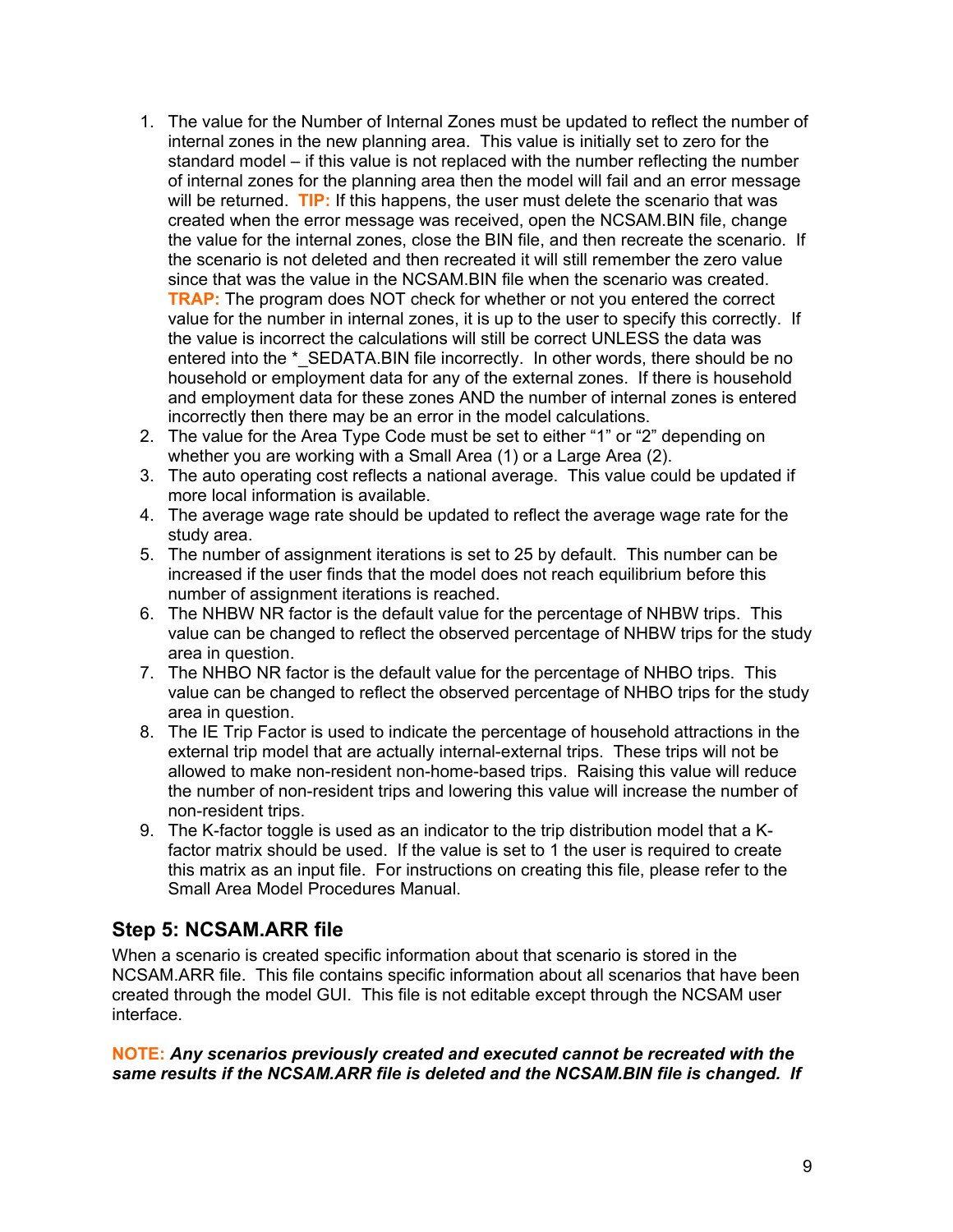1. The value for the Number of Internal Zones must be updated to reflect the number of internal zones in the new planning area. This value is initially set to zero for the standard model – if this value is not replaced with the number reflecting the number of internal zones for the planning area then the model will fail and an error message will be returned. **TIP:** If this happens, the user must delete the scenario that was created when the error message was received, open the NCSAM.BIN file, change the value for the internal zones, close the BIN file, and then recreate the scenario. If the scenario is not deleted and then recreated it will still remember the zero value since that was the value in the NCSAM.BIN file when the scenario was created. **TRAP:** The program does NOT check for whether or not you entered the correct value for the number in internal zones, it is up to the user to specify this correctly. If the value is incorrect the calculations will still be correct UNLESS the data was entered into the *_SEDATA.BIN file incorrectly. In other words, there should be no household or employment data for any of the external zones. If there is household and employment data for these zones AND the number of internal zones is entered incorrectly then there may be an error in the model calculations.
2. The value for the Area Type Code must be set to either "1" or "2" depending on whether you are working with a Small Area (1) or a Large Area (2).
3. The auto operating cost reflects a national average. This value could be updated if more local information is available.
4. The average wage rate should be updated to reflect the average wage rate for the study area.
5. The number of assignment iterations is set to 25 by default. This number can be increased if the user finds that the model does not reach equilibrium before this number of assignment iterations is reached.
6. The NHBW NR factor is the default value for the percentage of NHBW trips. This value can be changed to reflect the observed percentage of NHBW trips for the study area in question.
7. The NHBO NR factor is the default value for the percentage of NHBO trips. This value can be changed to reflect the observed percentage of NHBO trips for the study area in question.
8. The IE Trip Factor is used to indicate the percentage of household attractions in the external trip model that are actually internal-external trips. These trips will not be allowed to make non-resident non-home-based trips. Raising this value will reduce the number of non-resident trips and lowering this value will increase the number of non-resident trips.
9. The K-factor toggle is used as an indicator to the trip distribution model that a K-factor matrix should be used. If the value is set to 1 the user is required to create this matrix as an input file. For instructions on creating this file, please refer to the Small Area Model Procedures Manual.

## Step 5: NCSAM.ARR file

When a scenario is created specific information about that scenario is stored in the NCSAM.ARR file. This file contains specific information about all scenarios that have been created through the model GUI. This file is not editable except through the NCSAM user interface.

**NOTE:** ***Any scenarios previously created and executed cannot be recreated with the same results if the NCSAM.ARR file is deleted and the NCSAM.BIN file is changed. If***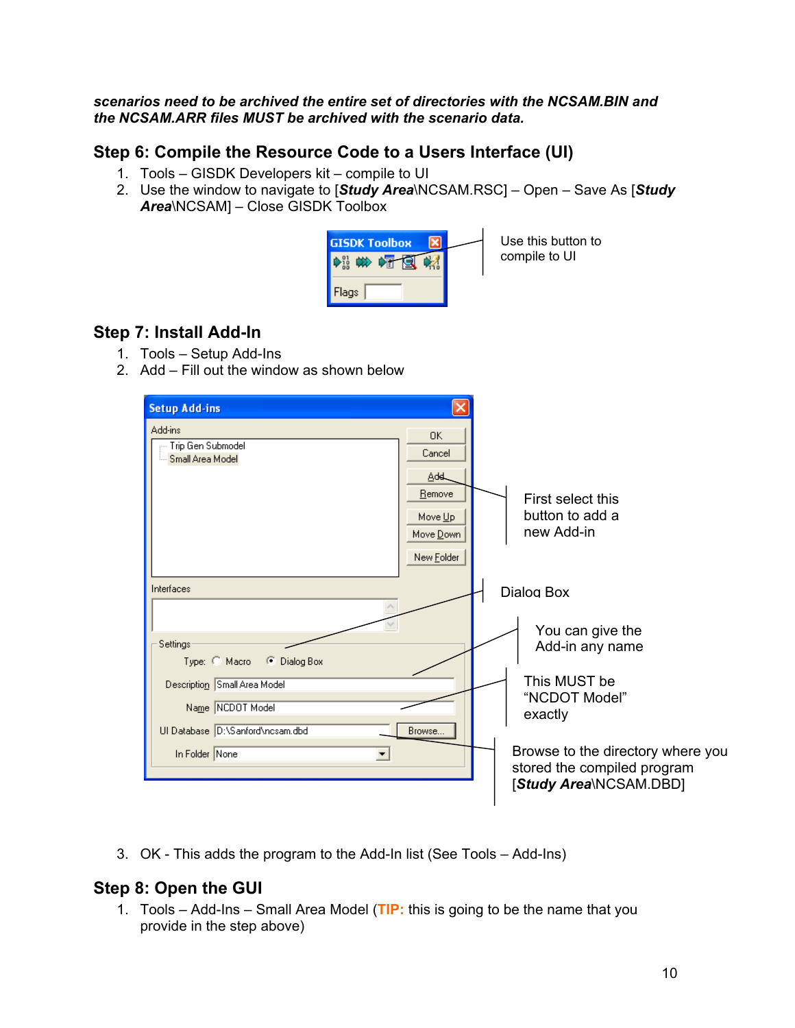***scenarios need to be archived the entire set of directories with the NCSAM.BIN and the NCSAM.ARR files MUST be archived with the scenario data.***

## Step 6: Compile the Resource Code to a Users Interface (UI)

1. Tools – GISDK Developers kit – compile to UI
2. Use the window to navigate to [***Study Area***\NCSAM.RSC] – Open – Save As [***Study Area***\NCSAM] – Close GISDK Toolbox

Use this button to compile to UI

## Step 7: Install Add-In

1. Tools – Setup Add-Ins
2. Add – Fill out the window as shown below

First select this button to add a new Add-in

Dialog Box

You can give the Add-in any name

This MUST be "NCDOT Model" exactly

Browse to the directory where you stored the compiled program [***Study Area***\NCSAM.DBD]

3. OK - This adds the program to the Add-In list (See Tools – Add-Ins)

## Step 8: Open the GUI

1. Tools – Add-Ins – Small Area Model (**TIP:** this is going to be the name that you provide in the step above)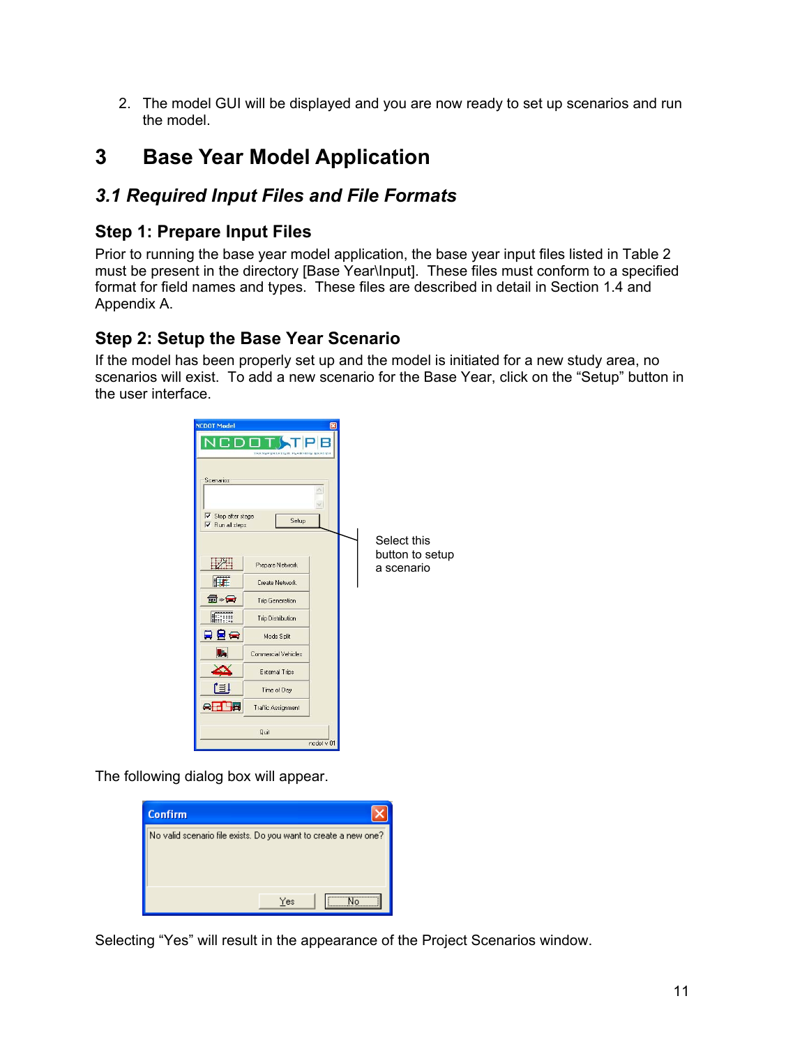2. The model GUI will be displayed and you are now ready to set up scenarios and run the model.

# 3 Base Year Model Application

## 3.1 Required Input Files and File Formats

### Step 1: Prepare Input Files

Prior to running the base year model application, the base year input files listed in Table 2 must be present in the directory [Base Year\Input]. These files must conform to a specified format for field names and types. These files are described in detail in Section 1.4 and Appendix A.

### Step 2: Setup the Base Year Scenario

If the model has been properly set up and the model is initiated for a new study area, no scenarios will exist. To add a new scenario for the Base Year, click on the "Setup" button in the user interface.

Select this button to setup a scenario

The following dialog box will appear.

Selecting "Yes" will result in the appearance of the Project Scenarios window.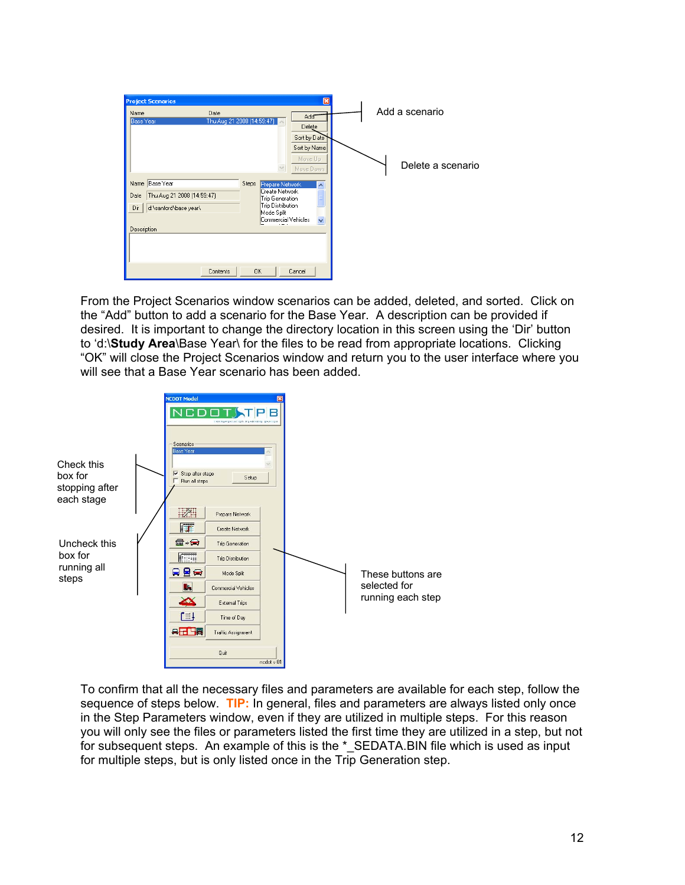Add a scenario

Delete a scenario

From the Project Scenarios window scenarios can be added, deleted, and sorted. Click on the “Add” button to add a scenario for the Base Year. A description can be provided if desired. It is important to change the directory location in this screen using the ‘Dir’ button to ‘d:\**Study Area**\Base Year\ for the files to be read from appropriate locations. Clicking “OK” will close the Project Scenarios window and return you to the user interface where you will see that a Base Year scenario has been added.

Check this box for stopping after each stage

Uncheck this box for running all steps

These buttons are selected for running each step

To confirm that all the necessary files and parameters are available for each step, follow the sequence of steps below. **TIP:** In general, files and parameters are always listed only once in the Step Parameters window, even if they are utilized in multiple steps. For this reason you will only see the files or parameters listed the first time they are utilized in a step, but not for subsequent steps. An example of this is the *_SEDATA.BIN file which is used as input for multiple steps, but is only listed once in the Trip Generation step.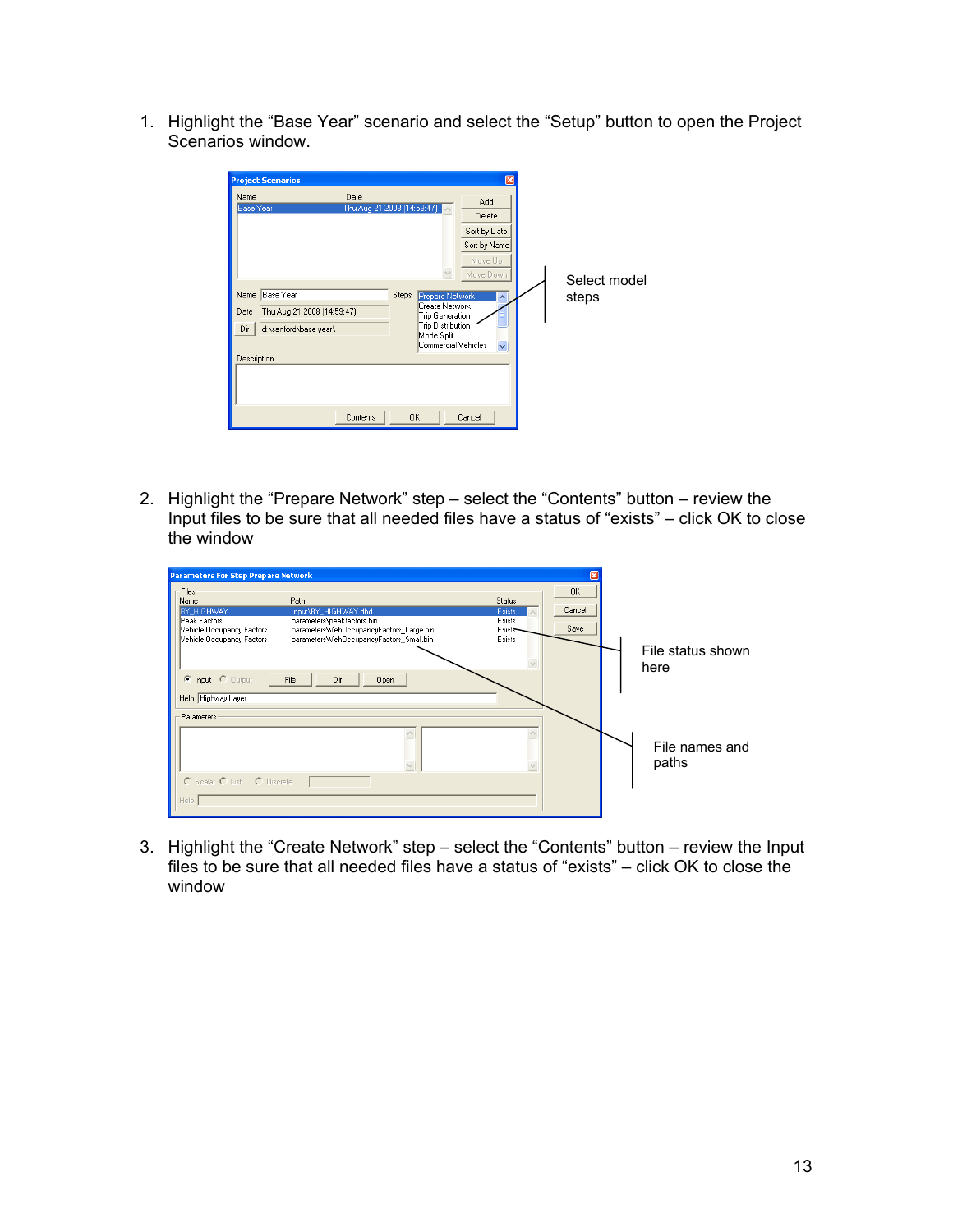1. Highlight the "Base Year" scenario and select the "Setup" button to open the Project Scenarios window.

Select model steps

2. Highlight the "Prepare Network" step – select the "Contents" button – review the Input files to be sure that all needed files have a status of "exists" – click OK to close the window

File status shown here

File names and paths

3. Highlight the "Create Network" step – select the "Contents" button – review the Input files to be sure that all needed files have a status of "exists" – click OK to close the window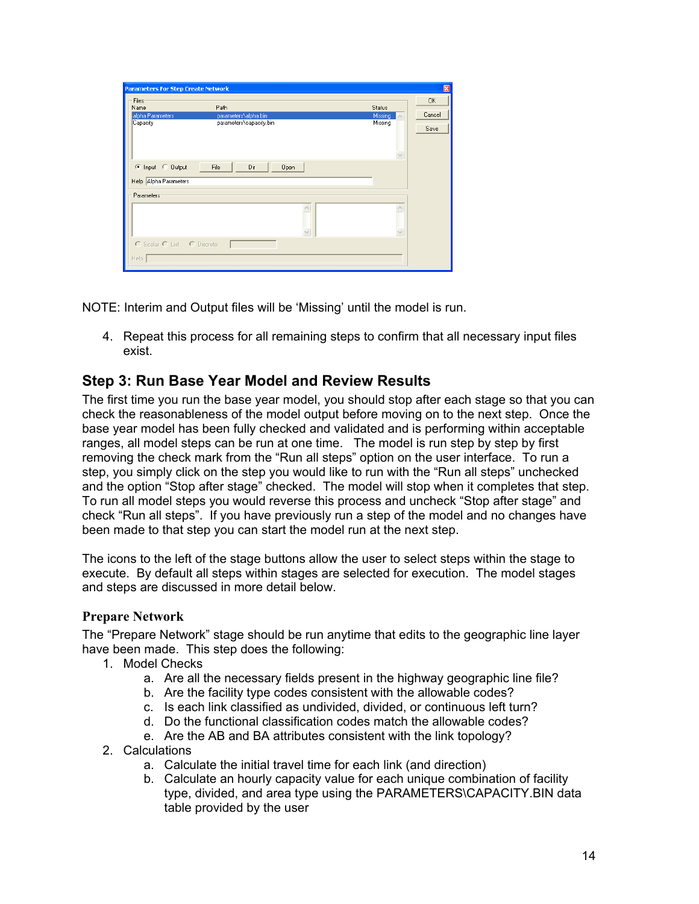NOTE: Interim and Output files will be 'Missing' until the model is run.

4. Repeat this process for all remaining steps to confirm that all necessary input files exist.

## Step 3: Run Base Year Model and Review Results

The first time you run the base year model, you should stop after each stage so that you can check the reasonableness of the model output before moving on to the next step. Once the base year model has been fully checked and validated and is performing within acceptable ranges, all model steps can be run at one time. The model is run step by step by first removing the check mark from the "Run all steps" option on the user interface. To run a step, you simply click on the step you would like to run with the "Run all steps" unchecked and the option "Stop after stage" checked. The model will stop when it completes that step. To run all model steps you would reverse this process and uncheck "Stop after stage" and check "Run all steps". If you have previously run a step of the model and no changes have been made to that step you can start the model run at the next step.

The icons to the left of the stage buttons allow the user to select steps within the stage to execute. By default all steps within stages are selected for execution. The model stages and steps are discussed in more detail below.

### Prepare Network

The "Prepare Network" stage should be run anytime that edits to the geographic line layer have been made. This step does the following:

1. Model Checks
   a. Are all the necessary fields present in the highway geographic line file?
   b. Are the facility type codes consistent with the allowable codes?
   c. Is each link classified as undivided, divided, or continuous left turn?
   d. Do the functional classification codes match the allowable codes?
   e. Are the AB and BA attributes consistent with the link topology?
2. Calculations
   a. Calculate the initial travel time for each link (and direction)
   b. Calculate an hourly capacity value for each unique combination of facility type, divided, and area type using the PARAMETERS\CAPACITY.BIN data table provided by the user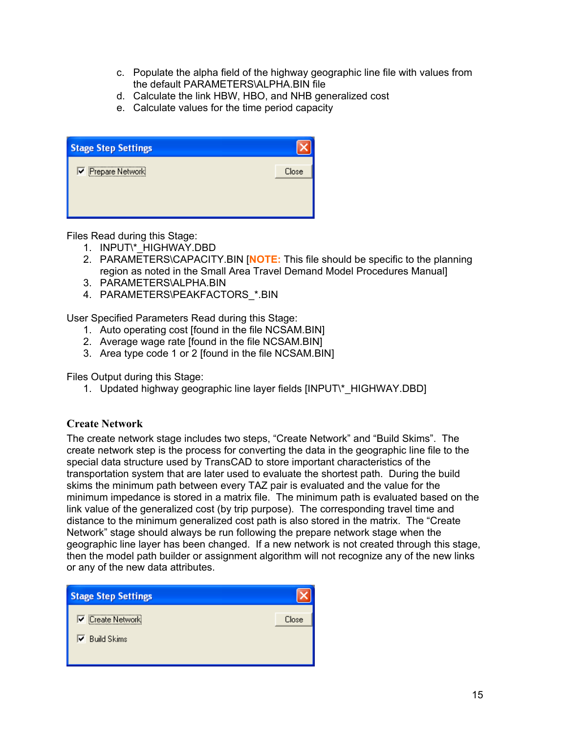c. Populate the alpha field of the highway geographic line file with values from the default PARAMETERS\ALPHA.BIN file
d. Calculate the link HBW, HBO, and NHB generalized cost
e. Calculate values for the time period capacity

Files Read during this Stage:
1. INPUT\*_HIGHWAY.DBD
2. PARAMETERS\CAPACITY.BIN [**NOTE:** This file should be specific to the planning region as noted in the Small Area Travel Demand Model Procedures Manual]
3. PARAMETERS\ALPHA.BIN
4. PARAMETERS\PEAKFACTORS_*.BIN

User Specified Parameters Read during this Stage:
1. Auto operating cost [found in the file NCSAM.BIN]
2. Average wage rate [found in the file NCSAM.BIN]
3. Area type code 1 or 2 [found in the file NCSAM.BIN]

Files Output during this Stage:
1. Updated highway geographic line layer fields [INPUT\*_HIGHWAY.DBD]

### Create Network

The create network stage includes two steps, "Create Network" and "Build Skims". The create network step is the process for converting the data in the geographic line file to the special data structure used by TransCAD to store important characteristics of the transportation system that are later used to evaluate the shortest path. During the build skims the minimum path between every TAZ pair is evaluated and the value for the minimum impedance is stored in a matrix file. The minimum path is evaluated based on the link value of the generalized cost (by trip purpose). The corresponding travel time and distance to the minimum generalized cost path is also stored in the matrix. The "Create Network" stage should always be run following the prepare network stage when the geographic line layer has been changed. If a new network is not created through this stage, then the model path builder or assignment algorithm will not recognize any of the new links or any of the new data attributes.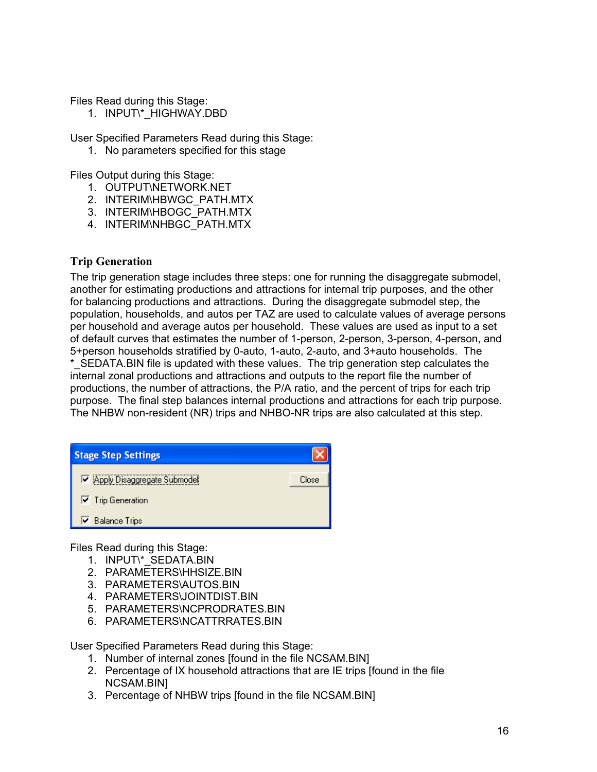Files Read during this Stage:

1. INPUT\*_HIGHWAY.DBD

User Specified Parameters Read during this Stage:

1. No parameters specified for this stage

Files Output during this Stage:

1. OUTPUT\NETWORK.NET
2. INTERIM\HBWGC_PATH.MTX
3. INTERIM\HBOGC_PATH.MTX
4. INTERIM\NHBGC_PATH.MTX

## Trip Generation

The trip generation stage includes three steps: one for running the disaggregate submodel, another for estimating productions and attractions for internal trip purposes, and the other for balancing productions and attractions. During the disaggregate submodel step, the population, households, and autos per TAZ are used to calculate values of average persons per household and average autos per household. These values are used as input to a set of default curves that estimates the number of 1-person, 2-person, 3-person, 4-person, and 5+person households stratified by 0-auto, 1-auto, 2-auto, and 3+auto households. The *_SEDATA.BIN file is updated with these values. The trip generation step calculates the internal zonal productions and attractions and outputs to the report file the number of productions, the number of attractions, the P/A ratio, and the percent of trips for each trip purpose. The final step balances internal productions and attractions for each trip purpose. The NHBW non-resident (NR) trips and NHBO-NR trips are also calculated at this step.

**Stage Step Settings**

- [x] Apply Disaggregate Submodel
- [x] Trip Generation
- [x] Balance Trips

Close

Files Read during this Stage:

1. INPUT\*_SEDATA.BIN
2. PARAMETERS\HHSIZE.BIN
3. PARAMETERS\AUTOS.BIN
4. PARAMETERS\JOINTDIST.BIN
5. PARAMETERS\NCPRODRATES.BIN
6. PARAMETERS\NCATTRRATES.BIN

User Specified Parameters Read during this Stage:

1. Number of internal zones [found in the file NCSAM.BIN]
2. Percentage of IX household attractions that are IE trips [found in the file NCSAM.BIN]
3. Percentage of NHBW trips [found in the file NCSAM.BIN]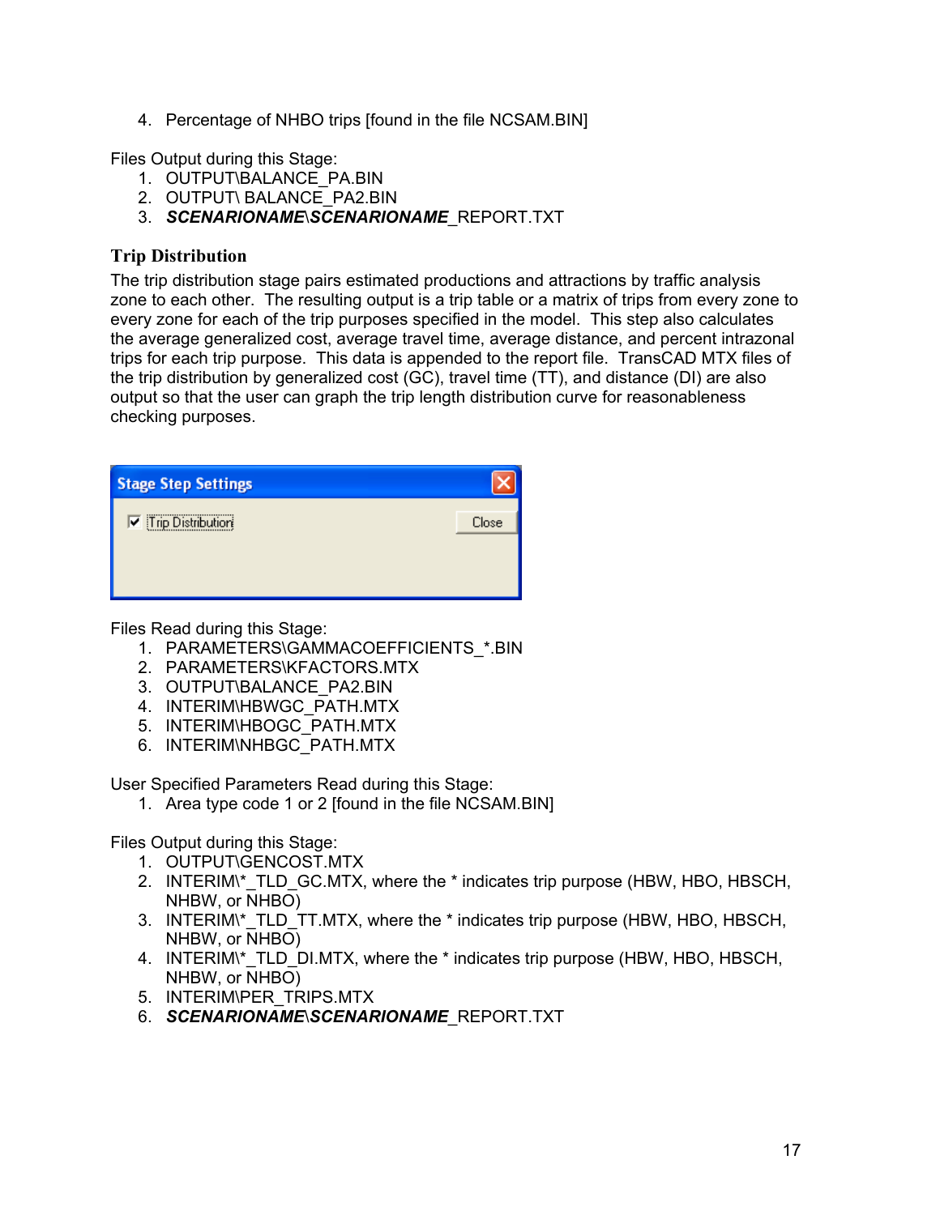4. Percentage of NHBO trips [found in the file NCSAM.BIN]

Files Output during this Stage:

1. OUTPUT\BALANCE_PA.BIN
2. OUTPUT\ BALANCE_PA2.BIN
3. ***SCENARIONAME***\\***SCENARIONAME***_REPORT.TXT

### Trip Distribution

The trip distribution stage pairs estimated productions and attractions by traffic analysis zone to each other. The resulting output is a trip table or a matrix of trips from every zone to every zone for each of the trip purposes specified in the model. This step also calculates the average generalized cost, average travel time, average distance, and percent intrazonal trips for each trip purpose. This data is appended to the report file. TransCAD MTX files of the trip distribution by generalized cost (GC), travel time (TT), and distance (DI) are also output so that the user can graph the trip length distribution curve for reasonableness checking purposes.

Stage Step Settings

☑ Trip Distribution      Close

Files Read during this Stage:

1. PARAMETERS\GAMMACOEFFICIENTS_*.BIN
2. PARAMETERS\KFACTORS.MTX
3. OUTPUT\BALANCE_PA2.BIN
4. INTERIM\HBWGC_PATH.MTX
5. INTERIM\HBOGC_PATH.MTX
6. INTERIM\NHBGC_PATH.MTX

User Specified Parameters Read during this Stage:

1. Area type code 1 or 2 [found in the file NCSAM.BIN]

Files Output during this Stage:

1. OUTPUT\GENCOST.MTX
2. INTERIM\*_TLD_GC.MTX, where the * indicates trip purpose (HBW, HBO, HBSCH, NHBW, or NHBO)
3. INTERIM\*_TLD_TT.MTX, where the * indicates trip purpose (HBW, HBO, HBSCH, NHBW, or NHBO)
4. INTERIM\*_TLD_DI.MTX, where the * indicates trip purpose (HBW, HBO, HBSCH, NHBW, or NHBO)
5. INTERIM\PER_TRIPS.MTX
6. ***SCENARIONAME***\\***SCENARIONAME***_REPORT.TXT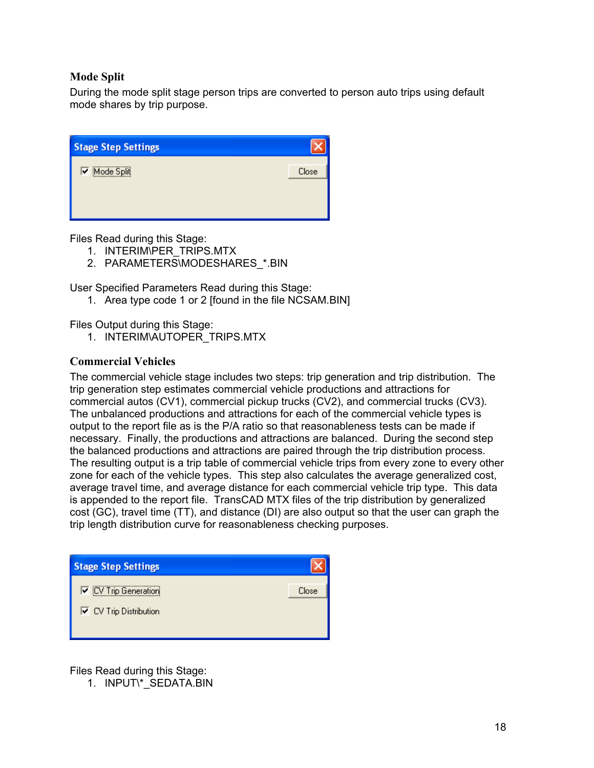### Mode Split

During the mode split stage person trips are converted to person auto trips using default mode shares by trip purpose.

Stage Step Settings

☑ Mode Split — Close

Files Read during this Stage:

1. INTERIM\PER_TRIPS.MTX
2. PARAMETERS\MODESHARES_*.BIN

User Specified Parameters Read during this Stage:

1. Area type code 1 or 2 [found in the file NCSAM.BIN]

Files Output during this Stage:

1. INTERIM\AUTOPER_TRIPS.MTX

### Commercial Vehicles

The commercial vehicle stage includes two steps: trip generation and trip distribution. The trip generation step estimates commercial vehicle productions and attractions for commercial autos (CV1), commercial pickup trucks (CV2), and commercial trucks (CV3). The unbalanced productions and attractions for each of the commercial vehicle types is output to the report file as is the P/A ratio so that reasonableness tests can be made if necessary. Finally, the productions and attractions are balanced. During the second step the balanced productions and attractions are paired through the trip distribution process. The resulting output is a trip table of commercial vehicle trips from every zone to every other zone for each of the vehicle types. This step also calculates the average generalized cost, average travel time, and average distance for each commercial vehicle trip type. This data is appended to the report file. TransCAD MTX files of the trip distribution by generalized cost (GC), travel time (TT), and distance (DI) are also output so that the user can graph the trip length distribution curve for reasonableness checking purposes.

Stage Step Settings

☑ CV Trip Generation — Close

☑ CV Trip Distribution

Files Read during this Stage:

1. INPUT\*_SEDATA.BIN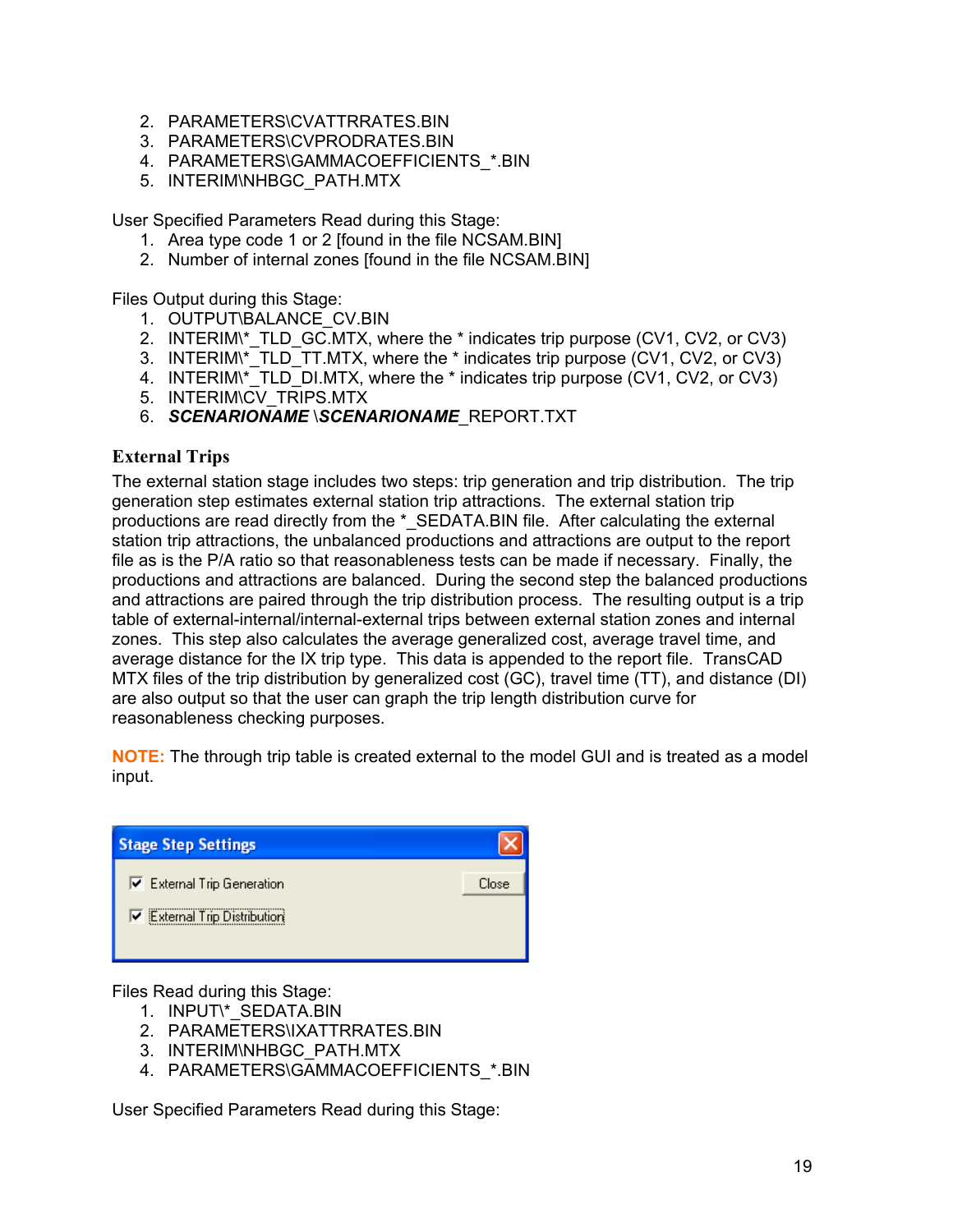2. PARAMETERS\CVATTRRATES.BIN
3. PARAMETERS\CVPRODRATES.BIN
4. PARAMETERS\GAMMACOEFFICIENTS_*.BIN
5. INTERIM\NHBGC_PATH.MTX

User Specified Parameters Read during this Stage:

1. Area type code 1 or 2 [found in the file NCSAM.BIN]
2. Number of internal zones [found in the file NCSAM.BIN]

Files Output during this Stage:

1. OUTPUT\BALANCE_CV.BIN
2. INTERIM\*_TLD_GC.MTX, where the * indicates trip purpose (CV1, CV2, or CV3)
3. INTERIM\*_TLD_TT.MTX, where the * indicates trip purpose (CV1, CV2, or CV3)
4. INTERIM\*_TLD_DI.MTX, where the * indicates trip purpose (CV1, CV2, or CV3)
5. INTERIM\CV_TRIPS.MTX
6. ***SCENARIONAME*** \\***SCENARIONAME***_REPORT.TXT

### External Trips

The external station stage includes two steps: trip generation and trip distribution. The trip generation step estimates external station trip attractions. The external station trip productions are read directly from the *_SEDATA.BIN file. After calculating the external station trip attractions, the unbalanced productions and attractions are output to the report file as is the P/A ratio so that reasonableness tests can be made if necessary. Finally, the productions and attractions are balanced. During the second step the balanced productions and attractions are paired through the trip distribution process. The resulting output is a trip table of external-internal/internal-external trips between external station zones and internal zones. This step also calculates the average generalized cost, average travel time, and average distance for the IX trip type. This data is appended to the report file. TransCAD MTX files of the trip distribution by generalized cost (GC), travel time (TT), and distance (DI) are also output so that the user can graph the trip length distribution curve for reasonableness checking purposes.

**NOTE:** The through trip table is created external to the model GUI and is treated as a model input.

Stage Step Settings

☑ External Trip Generation

☑ External Trip Distribution

Close

Files Read during this Stage:

1. INPUT\*_SEDATA.BIN
2. PARAMETERS\IXATTRRATES.BIN
3. INTERIM\NHBGC_PATH.MTX
4. PARAMETERS\GAMMACOEFFICIENTS_*.BIN

User Specified Parameters Read during this Stage: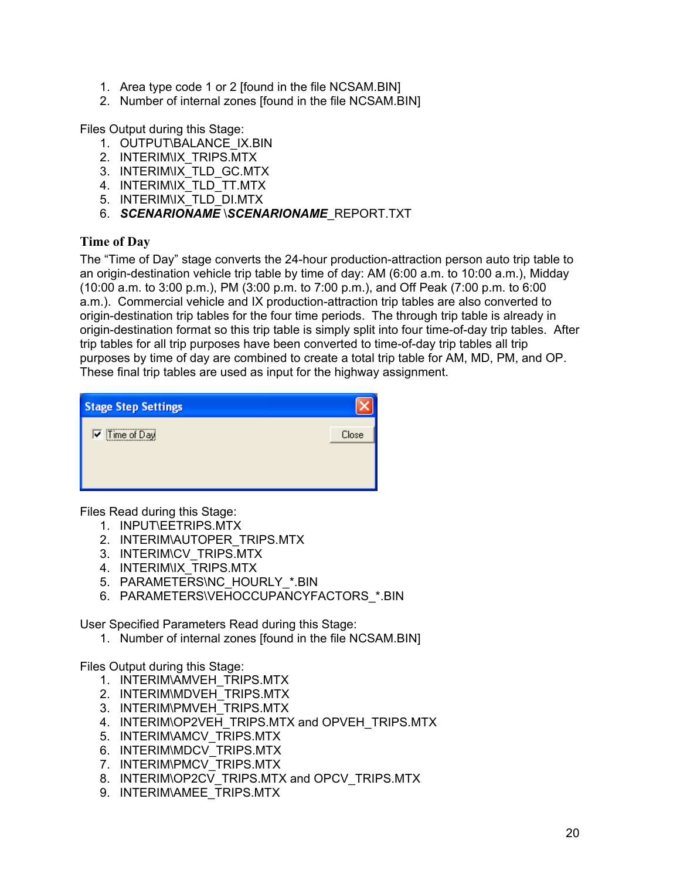1. Area type code 1 or 2 [found in the file NCSAM.BIN]
2. Number of internal zones [found in the file NCSAM.BIN]

Files Output during this Stage:
1. OUTPUT\BALANCE_IX.BIN
2. INTERIM\IX_TRIPS.MTX
3. INTERIM\IX_TLD_GC.MTX
4. INTERIM\IX_TLD_TT.MTX
5. INTERIM\IX_TLD_DI.MTX
6. ***SCENARIONAME*** \\***SCENARIONAME***_REPORT.TXT

### Time of Day

The "Time of Day" stage converts the 24-hour production-attraction person auto trip table to an origin-destination vehicle trip table by time of day: AM (6:00 a.m. to 10:00 a.m.), Midday (10:00 a.m. to 3:00 p.m.), PM (3:00 p.m. to 7:00 p.m.), and Off Peak (7:00 p.m. to 6:00 a.m.). Commercial vehicle and IX production-attraction trip tables are also converted to origin-destination trip tables for the four time periods. The through trip table is already in origin-destination format so this trip table is simply split into four time-of-day trip tables. After trip tables for all trip purposes have been converted to time-of-day trip tables all trip purposes by time of day are combined to create a total trip table for AM, MD, PM, and OP. These final trip tables are used as input for the highway assignment.

Stage Step Settings

☑ Time of Day    Close

Files Read during this Stage:
1. INPUT\EETRIPS.MTX
2. INTERIM\AUTOPER_TRIPS.MTX
3. INTERIM\CV_TRIPS.MTX
4. INTERIM\IX_TRIPS.MTX
5. PARAMETERS\NC_HOURLY_*.BIN
6. PARAMETERS\VEHOCCUPANCYFACTORS_*.BIN

User Specified Parameters Read during this Stage:
1. Number of internal zones [found in the file NCSAM.BIN]

Files Output during this Stage:
1. INTERIM\AMVEH_TRIPS.MTX
2. INTERIM\MDVEH_TRIPS.MTX
3. INTERIM\PMVEH_TRIPS.MTX
4. INTERIM\OP2VEH_TRIPS.MTX and OPVEH_TRIPS.MTX
5. INTERIM\AMCV_TRIPS.MTX
6. INTERIM\MDCV_TRIPS.MTX
7. INTERIM\PMCV_TRIPS.MTX
8. INTERIM\OP2CV_TRIPS.MTX and OPCV_TRIPS.MTX
9. INTERIM\AMEE_TRIPS.MTX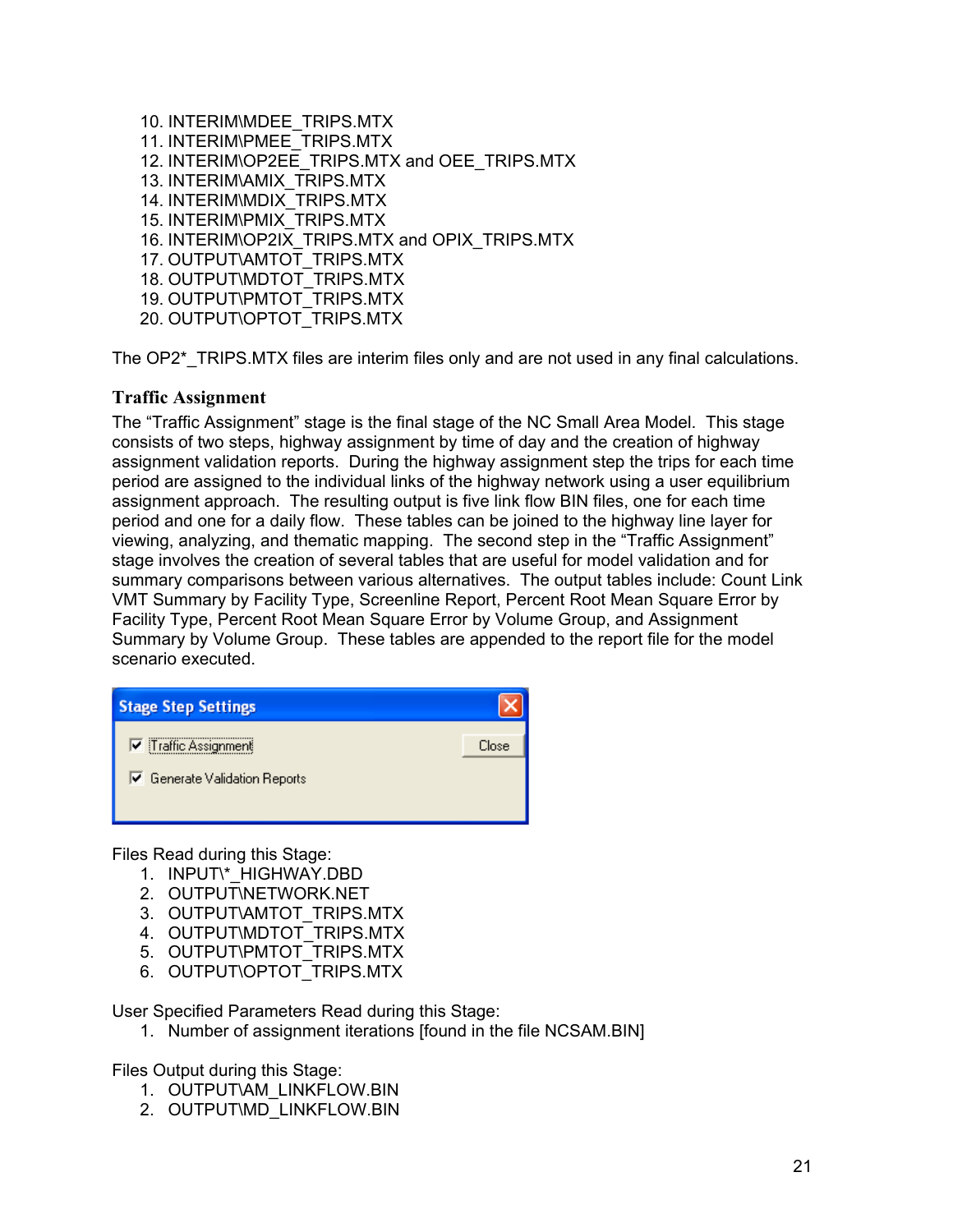10. INTERIM\MDEE_TRIPS.MTX
11. INTERIM\PMEE_TRIPS.MTX
12. INTERIM\OP2EE_TRIPS.MTX and OEE_TRIPS.MTX
13. INTERIM\AMIX_TRIPS.MTX
14. INTERIM\MDIX_TRIPS.MTX
15. INTERIM\PMIX_TRIPS.MTX
16. INTERIM\OP2IX_TRIPS.MTX and OPIX_TRIPS.MTX
17. OUTPUT\AMTOT_TRIPS.MTX
18. OUTPUT\MDTOT_TRIPS.MTX
19. OUTPUT\PMTOT_TRIPS.MTX
20. OUTPUT\OPTOT_TRIPS.MTX

The OP2*_TRIPS.MTX files are interim files only and are not used in any final calculations.

### Traffic Assignment

The "Traffic Assignment" stage is the final stage of the NC Small Area Model. This stage consists of two steps, highway assignment by time of day and the creation of highway assignment validation reports. During the highway assignment step the trips for each time period are assigned to the individual links of the highway network using a user equilibrium assignment approach. The resulting output is five link flow BIN files, one for each time period and one for a daily flow. These tables can be joined to the highway line layer for viewing, analyzing, and thematic mapping. The second step in the "Traffic Assignment" stage involves the creation of several tables that are useful for model validation and for summary comparisons between various alternatives. The output tables include: Count Link VMT Summary by Facility Type, Screenline Report, Percent Root Mean Square Error by Facility Type, Percent Root Mean Square Error by Volume Group, and Assignment Summary by Volume Group. These tables are appended to the report file for the model scenario executed.

**Stage Step Settings**

- [x] Traffic Assignment
- [x] Generate Validation Reports

Close

Files Read during this Stage:

1. INPUT\*_HIGHWAY.DBD
2. OUTPUT\NETWORK.NET
3. OUTPUT\AMTOT_TRIPS.MTX
4. OUTPUT\MDTOT_TRIPS.MTX
5. OUTPUT\PMTOT_TRIPS.MTX
6. OUTPUT\OPTOT_TRIPS.MTX

User Specified Parameters Read during this Stage:

1. Number of assignment iterations [found in the file NCSAM.BIN]

Files Output during this Stage:

1. OUTPUT\AM_LINKFLOW.BIN
2. OUTPUT\MD_LINKFLOW.BIN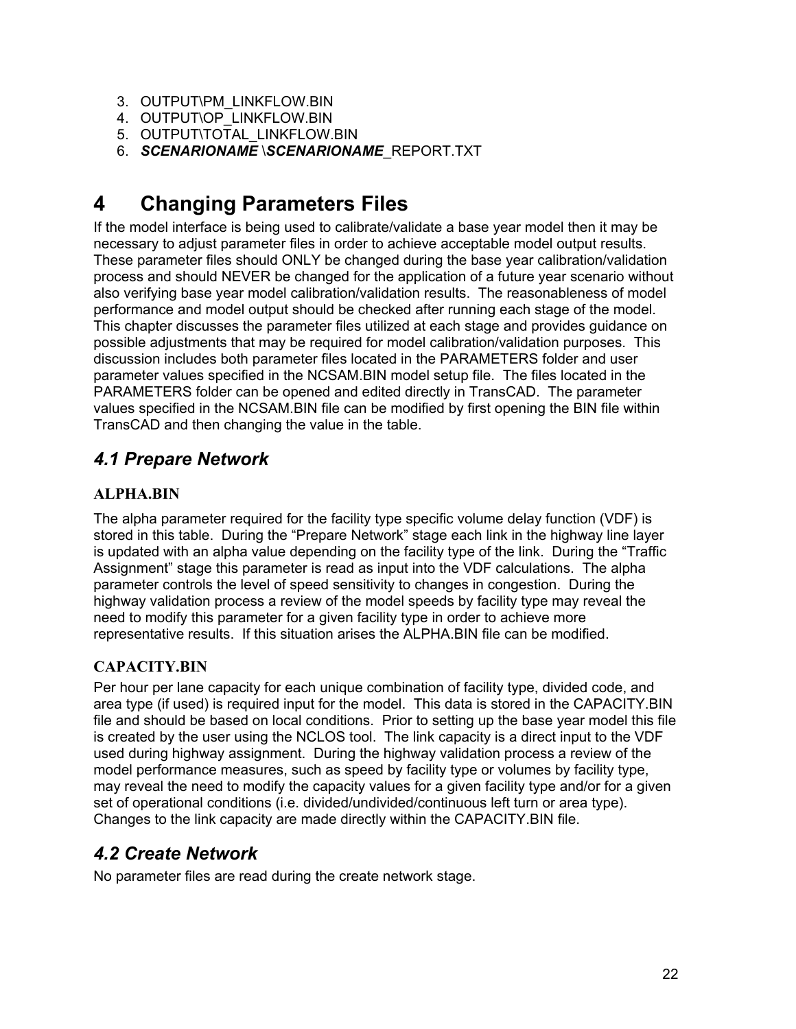3. OUTPUT\PM_LINKFLOW.BIN
4. OUTPUT\OP_LINKFLOW.BIN
5. OUTPUT\TOTAL_LINKFLOW.BIN
6. ***SCENARIONAME* \\*SCENARIONAME*_**REPORT.TXT

# 4 Changing Parameters Files

If the model interface is being used to calibrate/validate a base year model then it may be necessary to adjust parameter files in order to achieve acceptable model output results. These parameter files should ONLY be changed during the base year calibration/validation process and should NEVER be changed for the application of a future year scenario without also verifying base year model calibration/validation results. The reasonableness of model performance and model output should be checked after running each stage of the model. This chapter discusses the parameter files utilized at each stage and provides guidance on possible adjustments that may be required for model calibration/validation purposes. This discussion includes both parameter files located in the PARAMETERS folder and user parameter values specified in the NCSAM.BIN model setup file. The files located in the PARAMETERS folder can be opened and edited directly in TransCAD. The parameter values specified in the NCSAM.BIN file can be modified by first opening the BIN file within TransCAD and then changing the value in the table.

## *4.1 Prepare Network*

### ALPHA.BIN

The alpha parameter required for the facility type specific volume delay function (VDF) is stored in this table. During the "Prepare Network" stage each link in the highway line layer is updated with an alpha value depending on the facility type of the link. During the "Traffic Assignment" stage this parameter is read as input into the VDF calculations. The alpha parameter controls the level of speed sensitivity to changes in congestion. During the highway validation process a review of the model speeds by facility type may reveal the need to modify this parameter for a given facility type in order to achieve more representative results. If this situation arises the ALPHA.BIN file can be modified.

### CAPACITY.BIN

Per hour per lane capacity for each unique combination of facility type, divided code, and area type (if used) is required input for the model. This data is stored in the CAPACITY.BIN file and should be based on local conditions. Prior to setting up the base year model this file is created by the user using the NCLOS tool. The link capacity is a direct input to the VDF used during highway assignment. During the highway validation process a review of the model performance measures, such as speed by facility type or volumes by facility type, may reveal the need to modify the capacity values for a given facility type and/or for a given set of operational conditions (i.e. divided/undivided/continuous left turn or area type). Changes to the link capacity are made directly within the CAPACITY.BIN file.

## *4.2 Create Network*

No parameter files are read during the create network stage.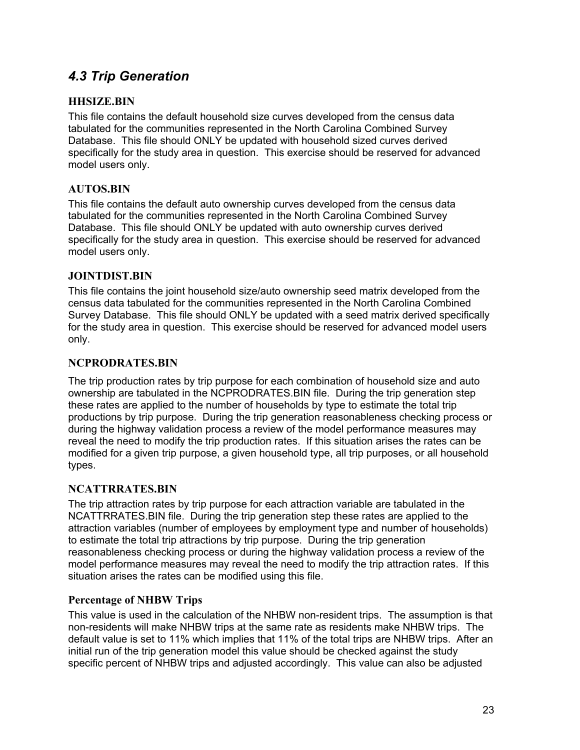## *4.3 Trip Generation*

### HHSIZE.BIN

This file contains the default household size curves developed from the census data tabulated for the communities represented in the North Carolina Combined Survey Database. This file should ONLY be updated with household sized curves derived specifically for the study area in question. This exercise should be reserved for advanced model users only.

### AUTOS.BIN

This file contains the default auto ownership curves developed from the census data tabulated for the communities represented in the North Carolina Combined Survey Database. This file should ONLY be updated with auto ownership curves derived specifically for the study area in question. This exercise should be reserved for advanced model users only.

### JOINTDIST.BIN

This file contains the joint household size/auto ownership seed matrix developed from the census data tabulated for the communities represented in the North Carolina Combined Survey Database. This file should ONLY be updated with a seed matrix derived specifically for the study area in question. This exercise should be reserved for advanced model users only.

### NCPRODRATES.BIN

The trip production rates by trip purpose for each combination of household size and auto ownership are tabulated in the NCPRODRATES.BIN file. During the trip generation step these rates are applied to the number of households by type to estimate the total trip productions by trip purpose. During the trip generation reasonableness checking process or during the highway validation process a review of the model performance measures may reveal the need to modify the trip production rates. If this situation arises the rates can be modified for a given trip purpose, a given household type, all trip purposes, or all household types.

### NCATTRRATES.BIN

The trip attraction rates by trip purpose for each attraction variable are tabulated in the NCATTRRATES.BIN file. During the trip generation step these rates are applied to the attraction variables (number of employees by employment type and number of households) to estimate the total trip attractions by trip purpose. During the trip generation reasonableness checking process or during the highway validation process a review of the model performance measures may reveal the need to modify the trip attraction rates. If this situation arises the rates can be modified using this file.

### Percentage of NHBW Trips

This value is used in the calculation of the NHBW non-resident trips. The assumption is that non-residents will make NHBW trips at the same rate as residents make NHBW trips. The default value is set to 11% which implies that 11% of the total trips are NHBW trips. After an initial run of the trip generation model this value should be checked against the study specific percent of NHBW trips and adjusted accordingly. This value can also be adjusted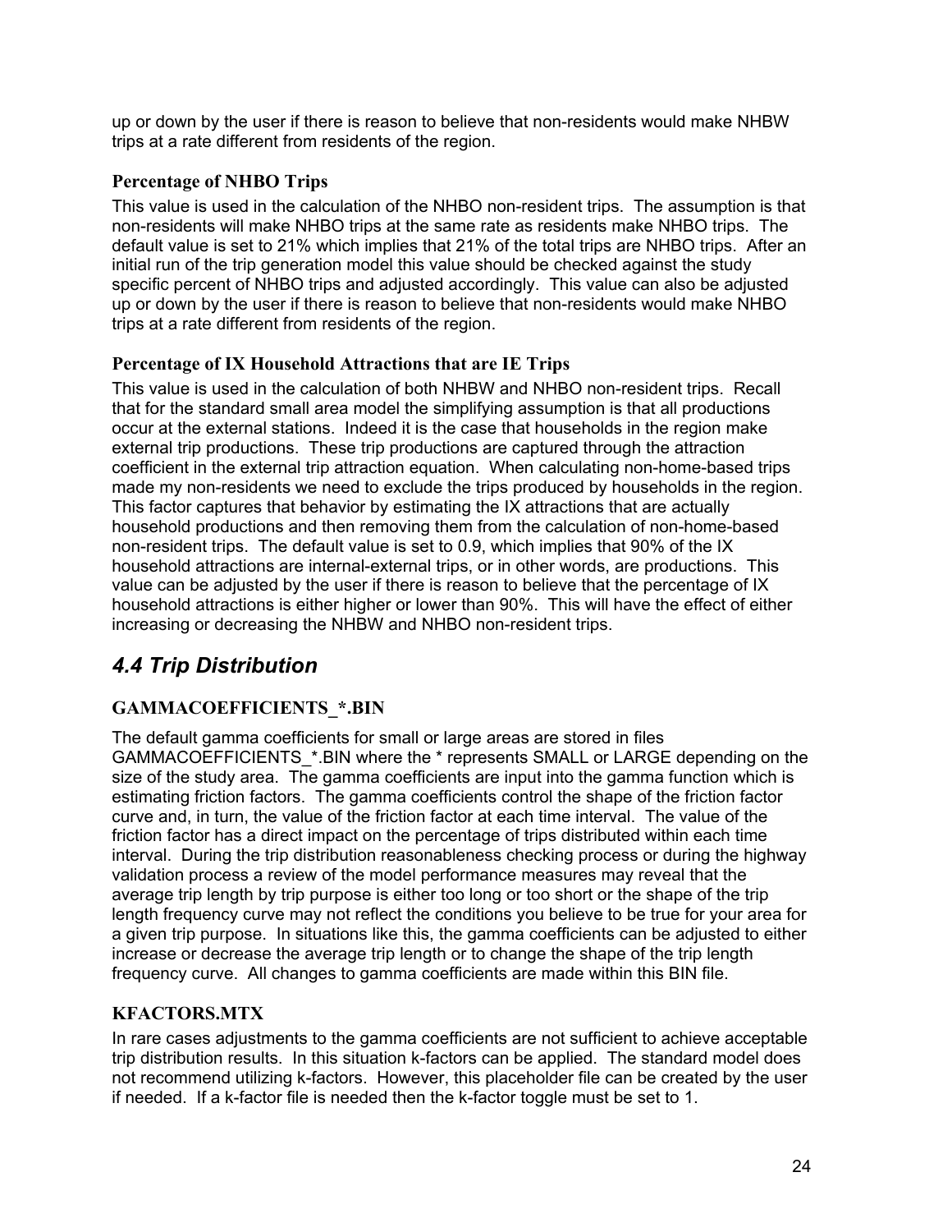up or down by the user if there is reason to believe that non-residents would make NHBW trips at a rate different from residents of the region.

### Percentage of NHBO Trips

This value is used in the calculation of the NHBO non-resident trips. The assumption is that non-residents will make NHBO trips at the same rate as residents make NHBO trips. The default value is set to 21% which implies that 21% of the total trips are NHBO trips. After an initial run of the trip generation model this value should be checked against the study specific percent of NHBO trips and adjusted accordingly. This value can also be adjusted up or down by the user if there is reason to believe that non-residents would make NHBO trips at a rate different from residents of the region.

### Percentage of IX Household Attractions that are IE Trips

This value is used in the calculation of both NHBW and NHBO non-resident trips. Recall that for the standard small area model the simplifying assumption is that all productions occur at the external stations. Indeed it is the case that households in the region make external trip productions. These trip productions are captured through the attraction coefficient in the external trip attraction equation. When calculating non-home-based trips made my non-residents we need to exclude the trips produced by households in the region. This factor captures that behavior by estimating the IX attractions that are actually household productions and then removing them from the calculation of non-home-based non-resident trips. The default value is set to 0.9, which implies that 90% of the IX household attractions are internal-external trips, or in other words, are productions. This value can be adjusted by the user if there is reason to believe that the percentage of IX household attractions is either higher or lower than 90%. This will have the effect of either increasing or decreasing the NHBW and NHBO non-resident trips.

## *4.4 Trip Distribution*

### GAMMACOEFFICIENTS_*.BIN

The default gamma coefficients for small or large areas are stored in files GAMMACOEFFICIENTS_*.BIN where the * represents SMALL or LARGE depending on the size of the study area. The gamma coefficients are input into the gamma function which is estimating friction factors. The gamma coefficients control the shape of the friction factor curve and, in turn, the value of the friction factor at each time interval. The value of the friction factor has a direct impact on the percentage of trips distributed within each time interval. During the trip distribution reasonableness checking process or during the highway validation process a review of the model performance measures may reveal that the average trip length by trip purpose is either too long or too short or the shape of the trip length frequency curve may not reflect the conditions you believe to be true for your area for a given trip purpose. In situations like this, the gamma coefficients can be adjusted to either increase or decrease the average trip length or to change the shape of the trip length frequency curve. All changes to gamma coefficients are made within this BIN file.

### KFACTORS.MTX

In rare cases adjustments to the gamma coefficients are not sufficient to achieve acceptable trip distribution results. In this situation k-factors can be applied. The standard model does not recommend utilizing k-factors. However, this placeholder file can be created by the user if needed. If a k-factor file is needed then the k-factor toggle must be set to 1.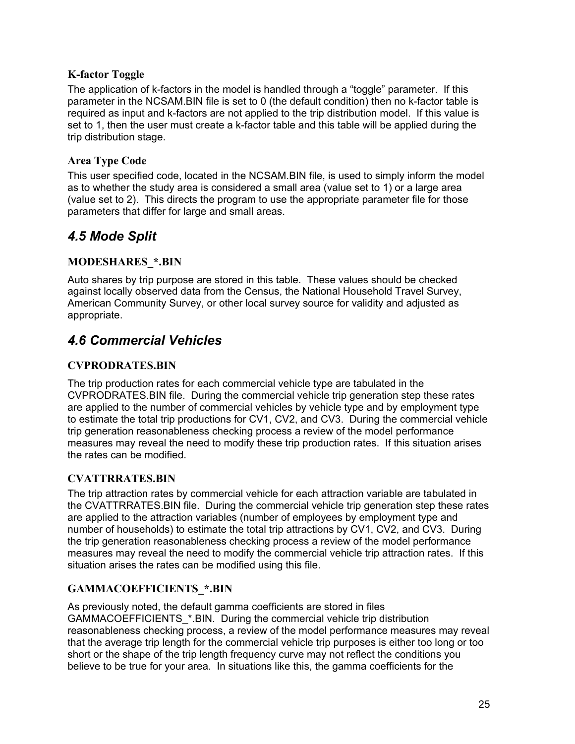### K-factor Toggle

The application of k-factors in the model is handled through a "toggle" parameter. If this parameter in the NCSAM.BIN file is set to 0 (the default condition) then no k-factor table is required as input and k-factors are not applied to the trip distribution model. If this value is set to 1, then the user must create a k-factor table and this table will be applied during the trip distribution stage.

### Area Type Code

This user specified code, located in the NCSAM.BIN file, is used to simply inform the model as to whether the study area is considered a small area (value set to 1) or a large area (value set to 2). This directs the program to use the appropriate parameter file for those parameters that differ for large and small areas.

## *4.5 Mode Split*

### MODESHARES_*.BIN

Auto shares by trip purpose are stored in this table. These values should be checked against locally observed data from the Census, the National Household Travel Survey, American Community Survey, or other local survey source for validity and adjusted as appropriate.

## *4.6 Commercial Vehicles*

### CVPRODRATES.BIN

The trip production rates for each commercial vehicle type are tabulated in the CVPRODRATES.BIN file. During the commercial vehicle trip generation step these rates are applied to the number of commercial vehicles by vehicle type and by employment type to estimate the total trip productions for CV1, CV2, and CV3. During the commercial vehicle trip generation reasonableness checking process a review of the model performance measures may reveal the need to modify these trip production rates. If this situation arises the rates can be modified.

### CVATTRRATES.BIN

The trip attraction rates by commercial vehicle for each attraction variable are tabulated in the CVATTRRATES.BIN file. During the commercial vehicle trip generation step these rates are applied to the attraction variables (number of employees by employment type and number of households) to estimate the total trip attractions by CV1, CV2, and CV3. During the trip generation reasonableness checking process a review of the model performance measures may reveal the need to modify the commercial vehicle trip attraction rates. If this situation arises the rates can be modified using this file.

### GAMMACOEFFICIENTS_*.BIN

As previously noted, the default gamma coefficients are stored in files GAMMACOEFFICIENTS_*.BIN. During the commercial vehicle trip distribution reasonableness checking process, a review of the model performance measures may reveal that the average trip length for the commercial vehicle trip purposes is either too long or too short or the shape of the trip length frequency curve may not reflect the conditions you believe to be true for your area. In situations like this, the gamma coefficients for the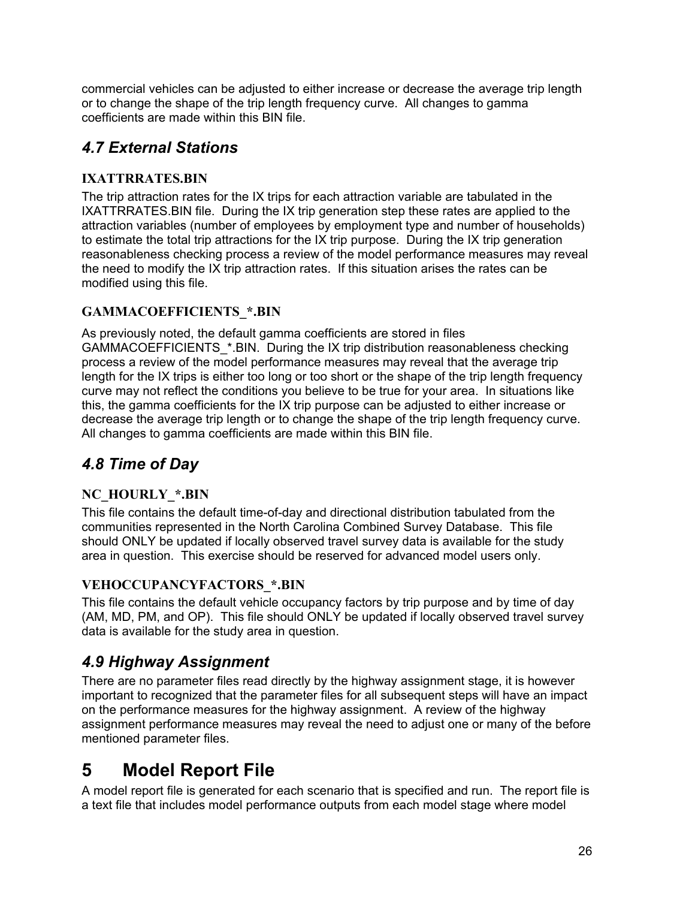commercial vehicles can be adjusted to either increase or decrease the average trip length or to change the shape of the trip length frequency curve. All changes to gamma coefficients are made within this BIN file.

## 4.7 External Stations

### IXATTRRATES.BIN

The trip attraction rates for the IX trips for each attraction variable are tabulated in the IXATTRRATES.BIN file. During the IX trip generation step these rates are applied to the attraction variables (number of employees by employment type and number of households) to estimate the total trip attractions for the IX trip purpose. During the IX trip generation reasonableness checking process a review of the model performance measures may reveal the need to modify the IX trip attraction rates. If this situation arises the rates can be modified using this file.

### GAMMACOEFFICIENTS_*.BIN

As previously noted, the default gamma coefficients are stored in files GAMMACOEFFICIENTS_*.BIN. During the IX trip distribution reasonableness checking process a review of the model performance measures may reveal that the average trip length for the IX trips is either too long or too short or the shape of the trip length frequency curve may not reflect the conditions you believe to be true for your area. In situations like this, the gamma coefficients for the IX trip purpose can be adjusted to either increase or decrease the average trip length or to change the shape of the trip length frequency curve. All changes to gamma coefficients are made within this BIN file.

## 4.8 Time of Day

### NC_HOURLY_*.BIN

This file contains the default time-of-day and directional distribution tabulated from the communities represented in the North Carolina Combined Survey Database. This file should ONLY be updated if locally observed travel survey data is available for the study area in question. This exercise should be reserved for advanced model users only.

### VEHOCCUPANCYFACTORS_*.BIN

This file contains the default vehicle occupancy factors by trip purpose and by time of day (AM, MD, PM, and OP). This file should ONLY be updated if locally observed travel survey data is available for the study area in question.

## 4.9 Highway Assignment

There are no parameter files read directly by the highway assignment stage, it is however important to recognized that the parameter files for all subsequent steps will have an impact on the performance measures for the highway assignment. A review of the highway assignment performance measures may reveal the need to adjust one or many of the before mentioned parameter files.

# 5 Model Report File

A model report file is generated for each scenario that is specified and run. The report file is a text file that includes model performance outputs from each model stage where model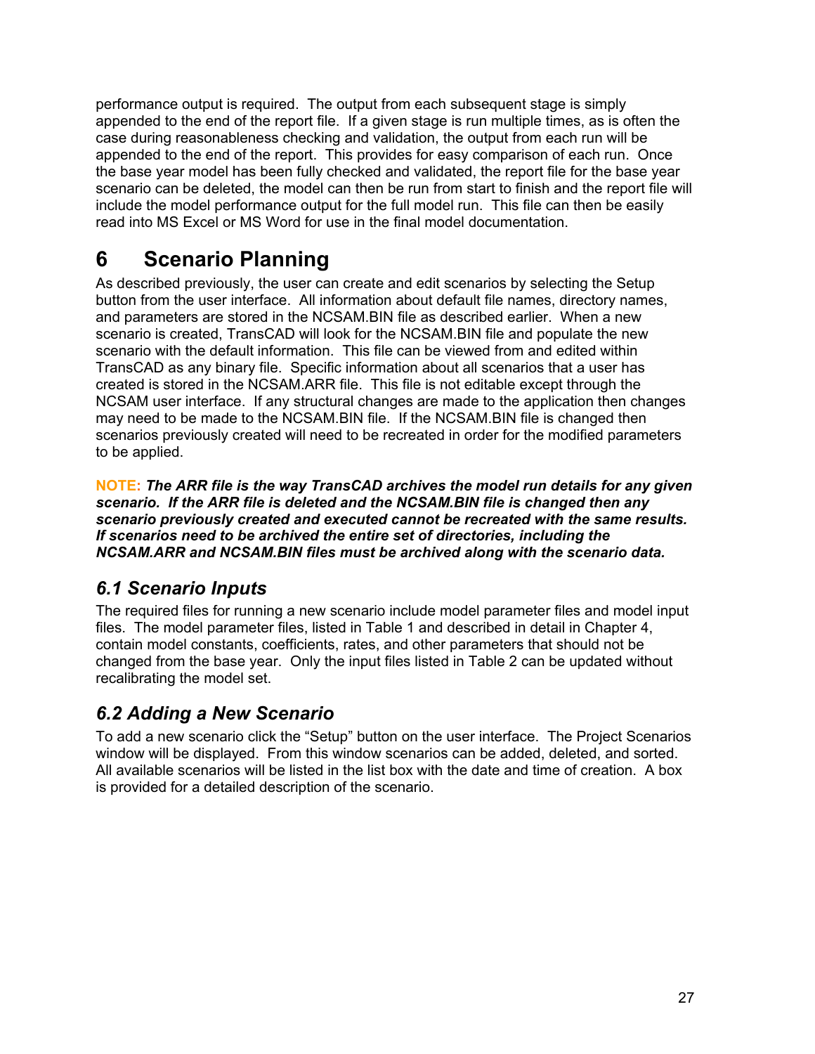performance output is required. The output from each subsequent stage is simply appended to the end of the report file. If a given stage is run multiple times, as is often the case during reasonableness checking and validation, the output from each run will be appended to the end of the report. This provides for easy comparison of each run. Once the base year model has been fully checked and validated, the report file for the base year scenario can be deleted, the model can then be run from start to finish and the report file will include the model performance output for the full model run. This file can then be easily read into MS Excel or MS Word for use in the final model documentation.

# 6 Scenario Planning

As described previously, the user can create and edit scenarios by selecting the Setup button from the user interface. All information about default file names, directory names, and parameters are stored in the NCSAM.BIN file as described earlier. When a new scenario is created, TransCAD will look for the NCSAM.BIN file and populate the new scenario with the default information. This file can be viewed from and edited within TransCAD as any binary file. Specific information about all scenarios that a user has created is stored in the NCSAM.ARR file. This file is not editable except through the NCSAM user interface. If any structural changes are made to the application then changes may need to be made to the NCSAM.BIN file. If the NCSAM.BIN file is changed then scenarios previously created will need to be recreated in order for the modified parameters to be applied.

**NOTE:** ***The ARR file is the way TransCAD archives the model run details for any given scenario. If the ARR file is deleted and the NCSAM.BIN file is changed then any scenario previously created and executed cannot be recreated with the same results. If scenarios need to be archived the entire set of directories, including the NCSAM.ARR and NCSAM.BIN files must be archived along with the scenario data.***

## *6.1 Scenario Inputs*

The required files for running a new scenario include model parameter files and model input files. The model parameter files, listed in Table 1 and described in detail in Chapter 4, contain model constants, coefficients, rates, and other parameters that should not be changed from the base year. Only the input files listed in Table 2 can be updated without recalibrating the model set.

## *6.2 Adding a New Scenario*

To add a new scenario click the "Setup" button on the user interface. The Project Scenarios window will be displayed. From this window scenarios can be added, deleted, and sorted. All available scenarios will be listed in the list box with the date and time of creation. A box is provided for a detailed description of the scenario.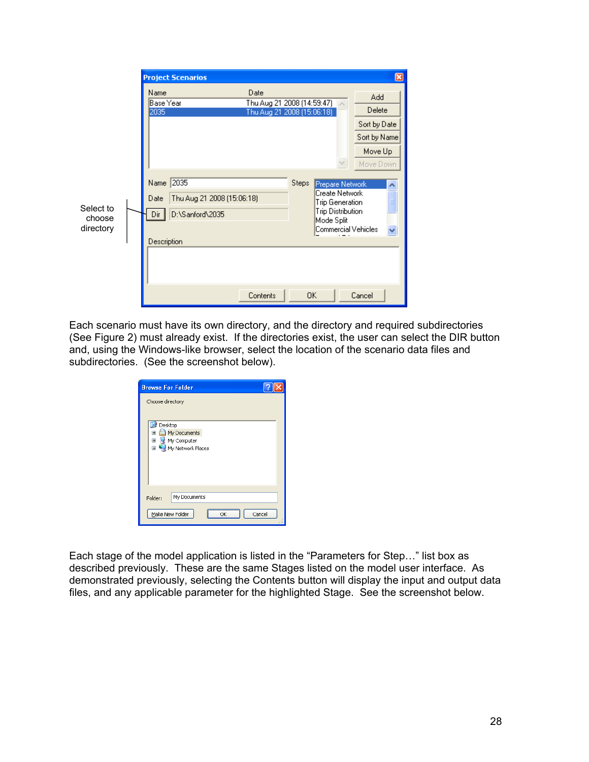Select to choose directory

Each scenario must have its own directory, and the directory and required subdirectories (See Figure 2) must already exist. If the directories exist, the user can select the DIR button and, using the Windows-like browser, select the location of the scenario data files and subdirectories. (See the screenshot below).

Each stage of the model application is listed in the "Parameters for Step…" list box as described previously. These are the same Stages listed on the model user interface. As demonstrated previously, selecting the Contents button will display the input and output data files, and any applicable parameter for the highlighted Stage. See the screenshot below.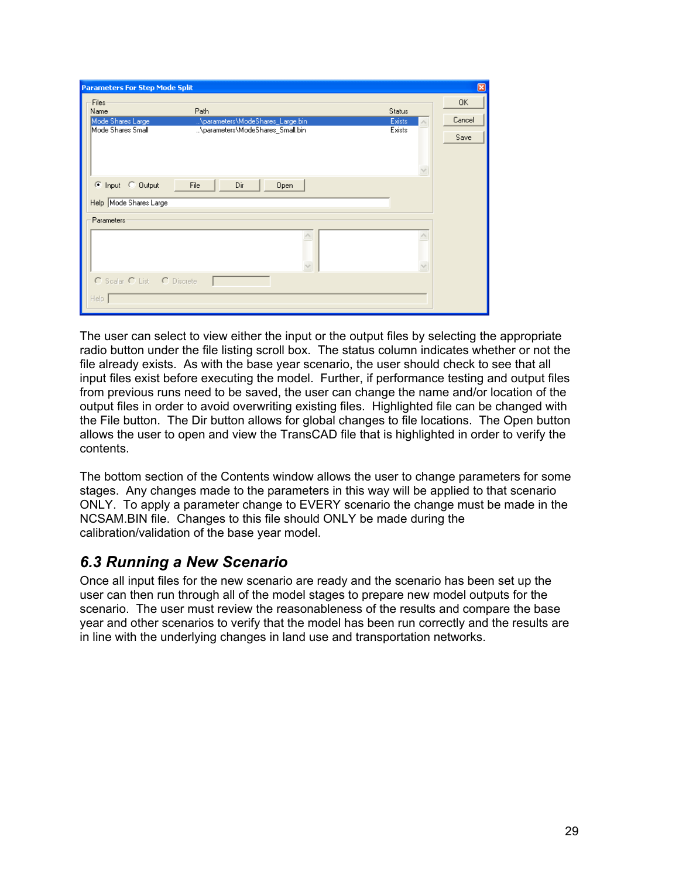The user can select to view either the input or the output files by selecting the appropriate radio button under the file listing scroll box. The status column indicates whether or not the file already exists. As with the base year scenario, the user should check to see that all input files exist before executing the model. Further, if performance testing and output files from previous runs need to be saved, the user can change the name and/or location of the output files in order to avoid overwriting existing files. Highlighted file can be changed with the File button. The Dir button allows for global changes to file locations. The Open button allows the user to open and view the TransCAD file that is highlighted in order to verify the contents.

The bottom section of the Contents window allows the user to change parameters for some stages. Any changes made to the parameters in this way will be applied to that scenario ONLY. To apply a parameter change to EVERY scenario the change must be made in the NCSAM.BIN file. Changes to this file should ONLY be made during the calibration/validation of the base year model.

### *6.3 Running a New Scenario*

Once all input files for the new scenario are ready and the scenario has been set up the user can then run through all of the model stages to prepare new model outputs for the scenario. The user must review the reasonableness of the results and compare the base year and other scenarios to verify that the model has been run correctly and the results are in line with the underlying changes in land use and transportation networks.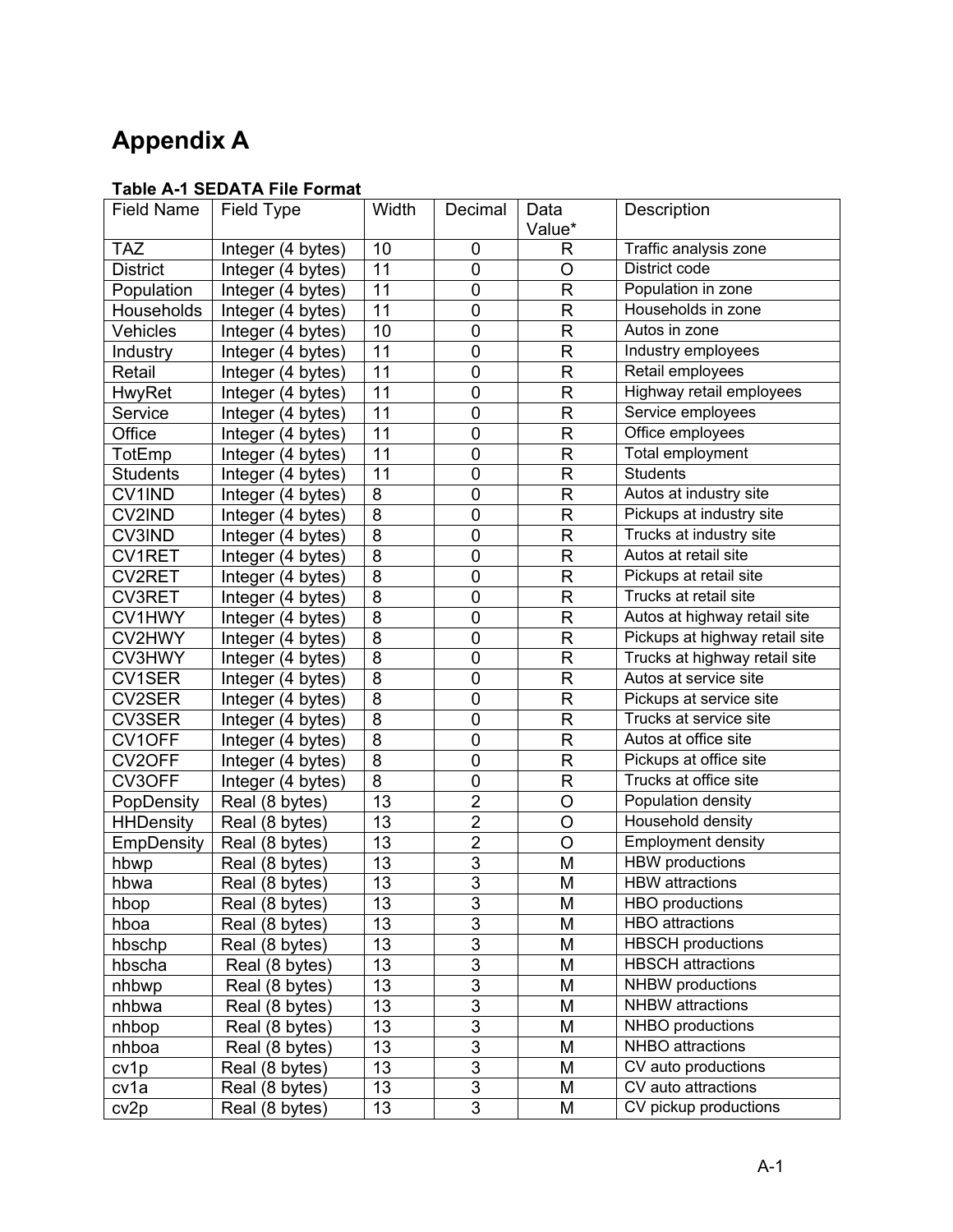# Appendix A

**Table A-1 SEDATA File Format**

| Field Name | Field Type | Width | Decimal | Data Value* | Description |
|---|---|---|---|---|---|
| TAZ | Integer (4 bytes) | 10 | 0 | R | Traffic analysis zone |
| District | Integer (4 bytes) | 11 | 0 | O | District code |
| Population | Integer (4 bytes) | 11 | 0 | R | Population in zone |
| Households | Integer (4 bytes) | 11 | 0 | R | Households in zone |
| Vehicles | Integer (4 bytes) | 10 | 0 | R | Autos in zone |
| Industry | Integer (4 bytes) | 11 | 0 | R | Industry employees |
| Retail | Integer (4 bytes) | 11 | 0 | R | Retail employees |
| HwyRet | Integer (4 bytes) | 11 | 0 | R | Highway retail employees |
| Service | Integer (4 bytes) | 11 | 0 | R | Service employees |
| Office | Integer (4 bytes) | 11 | 0 | R | Office employees |
| TotEmp | Integer (4 bytes) | 11 | 0 | R | Total employment |
| Students | Integer (4 bytes) | 11 | 0 | R | Students |
| CV1IND | Integer (4 bytes) | 8 | 0 | R | Autos at industry site |
| CV2IND | Integer (4 bytes) | 8 | 0 | R | Pickups at industry site |
| CV3IND | Integer (4 bytes) | 8 | 0 | R | Trucks at industry site |
| CV1RET | Integer (4 bytes) | 8 | 0 | R | Autos at retail site |
| CV2RET | Integer (4 bytes) | 8 | 0 | R | Pickups at retail site |
| CV3RET | Integer (4 bytes) | 8 | 0 | R | Trucks at retail site |
| CV1HWY | Integer (4 bytes) | 8 | 0 | R | Autos at highway retail site |
| CV2HWY | Integer (4 bytes) | 8 | 0 | R | Pickups at highway retail site |
| CV3HWY | Integer (4 bytes) | 8 | 0 | R | Trucks at highway retail site |
| CV1SER | Integer (4 bytes) | 8 | 0 | R | Autos at service site |
| CV2SER | Integer (4 bytes) | 8 | 0 | R | Pickups at service site |
| CV3SER | Integer (4 bytes) | 8 | 0 | R | Trucks at service site |
| CV1OFF | Integer (4 bytes) | 8 | 0 | R | Autos at office site |
| CV2OFF | Integer (4 bytes) | 8 | 0 | R | Pickups at office site |
| CV3OFF | Integer (4 bytes) | 8 | 0 | R | Trucks at office site |
| PopDensity | Real (8 bytes) | 13 | 2 | O | Population density |
| HHDensity | Real (8 bytes) | 13 | 2 | O | Household density |
| EmpDensity | Real (8 bytes) | 13 | 2 | O | Employment density |
| hbwp | Real (8 bytes) | 13 | 3 | M | HBW productions |
| hbwa | Real (8 bytes) | 13 | 3 | M | HBW attractions |
| hbop | Real (8 bytes) | 13 | 3 | M | HBO productions |
| hboa | Real (8 bytes) | 13 | 3 | M | HBO attractions |
| hbschp | Real (8 bytes) | 13 | 3 | M | HBSCH productions |
| hbscha | Real (8 bytes) | 13 | 3 | M | HBSCH attractions |
| nhbwp | Real (8 bytes) | 13 | 3 | M | NHBW productions |
| nhbwa | Real (8 bytes) | 13 | 3 | M | NHBW attractions |
| nhbop | Real (8 bytes) | 13 | 3 | M | NHBO productions |
| nhboa | Real (8 bytes) | 13 | 3 | M | NHBO attractions |
| cv1p | Real (8 bytes) | 13 | 3 | M | CV auto productions |
| cv1a | Real (8 bytes) | 13 | 3 | M | CV auto attractions |
| cv2p | Real (8 bytes) | 13 | 3 | M | CV pickup productions |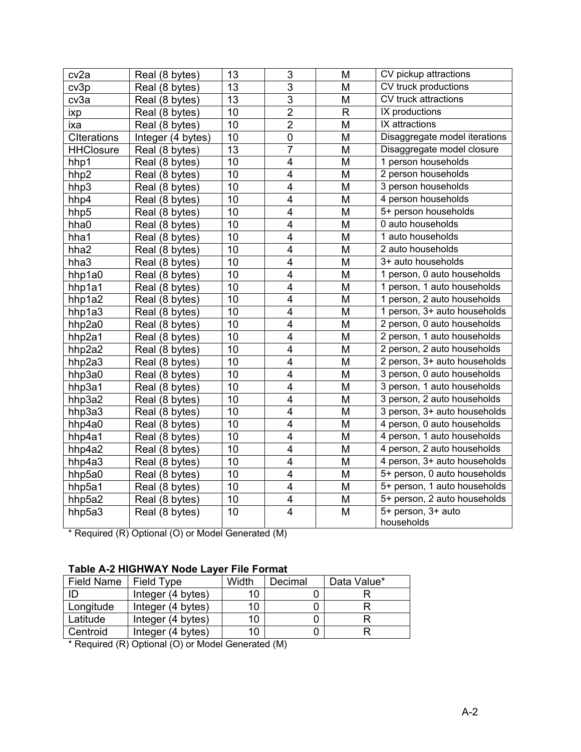| | | | | | |
|---|---|---|---|---|---|
| cv2a | Real (8 bytes) | 13 | 3 | M | CV pickup attractions |
| cv3p | Real (8 bytes) | 13 | 3 | M | CV truck productions |
| cv3a | Real (8 bytes) | 13 | 3 | M | CV truck attractions |
| ixp | Real (8 bytes) | 10 | 2 | R | IX productions |
| ixa | Real (8 bytes) | 10 | 2 | M | IX attractions |
| CIterations | Integer (4 bytes) | 10 | 0 | M | Disaggregate model iterations |
| HHClosure | Real (8 bytes) | 13 | 7 | M | Disaggregate model closure |
| hhp1 | Real (8 bytes) | 10 | 4 | M | 1 person households |
| hhp2 | Real (8 bytes) | 10 | 4 | M | 2 person households |
| hhp3 | Real (8 bytes) | 10 | 4 | M | 3 person households |
| hhp4 | Real (8 bytes) | 10 | 4 | M | 4 person households |
| hhp5 | Real (8 bytes) | 10 | 4 | M | 5+ person households |
| hha0 | Real (8 bytes) | 10 | 4 | M | 0 auto households |
| hha1 | Real (8 bytes) | 10 | 4 | M | 1 auto households |
| hha2 | Real (8 bytes) | 10 | 4 | M | 2 auto households |
| hha3 | Real (8 bytes) | 10 | 4 | M | 3+ auto households |
| hhp1a0 | Real (8 bytes) | 10 | 4 | M | 1 person, 0 auto households |
| hhp1a1 | Real (8 bytes) | 10 | 4 | M | 1 person, 1 auto households |
| hhp1a2 | Real (8 bytes) | 10 | 4 | M | 1 person, 2 auto households |
| hhp1a3 | Real (8 bytes) | 10 | 4 | M | 1 person, 3+ auto households |
| hhp2a0 | Real (8 bytes) | 10 | 4 | M | 2 person, 0 auto households |
| hhp2a1 | Real (8 bytes) | 10 | 4 | M | 2 person, 1 auto households |
| hhp2a2 | Real (8 bytes) | 10 | 4 | M | 2 person, 2 auto households |
| hhp2a3 | Real (8 bytes) | 10 | 4 | M | 2 person, 3+ auto households |
| hhp3a0 | Real (8 bytes) | 10 | 4 | M | 3 person, 0 auto households |
| hhp3a1 | Real (8 bytes) | 10 | 4 | M | 3 person, 1 auto households |
| hhp3a2 | Real (8 bytes) | 10 | 4 | M | 3 person, 2 auto households |
| hhp3a3 | Real (8 bytes) | 10 | 4 | M | 3 person, 3+ auto households |
| hhp4a0 | Real (8 bytes) | 10 | 4 | M | 4 person, 0 auto households |
| hhp4a1 | Real (8 bytes) | 10 | 4 | M | 4 person, 1 auto households |
| hhp4a2 | Real (8 bytes) | 10 | 4 | M | 4 person, 2 auto households |
| hhp4a3 | Real (8 bytes) | 10 | 4 | M | 4 person, 3+ auto households |
| hhp5a0 | Real (8 bytes) | 10 | 4 | M | 5+ person, 0 auto households |
| hhp5a1 | Real (8 bytes) | 10 | 4 | M | 5+ person, 1 auto households |
| hhp5a2 | Real (8 bytes) | 10 | 4 | M | 5+ person, 2 auto households |
| hhp5a3 | Real (8 bytes) | 10 | 4 | M | 5+ person, 3+ auto households |

* Required (R) Optional (O) or Model Generated (M)

**Table A-2 HIGHWAY Node Layer File Format**

| Field Name | Field Type | Width | Decimal | Data Value* |
|---|---|---|---|---|
| ID | Integer (4 bytes) | 10 | 0 | R |
| Longitude | Integer (4 bytes) | 10 | 0 | R |
| Latitude | Integer (4 bytes) | 10 | 0 | R |
| Centroid | Integer (4 bytes) | 10 | 0 | R |

* Required (R) Optional (O) or Model Generated (M)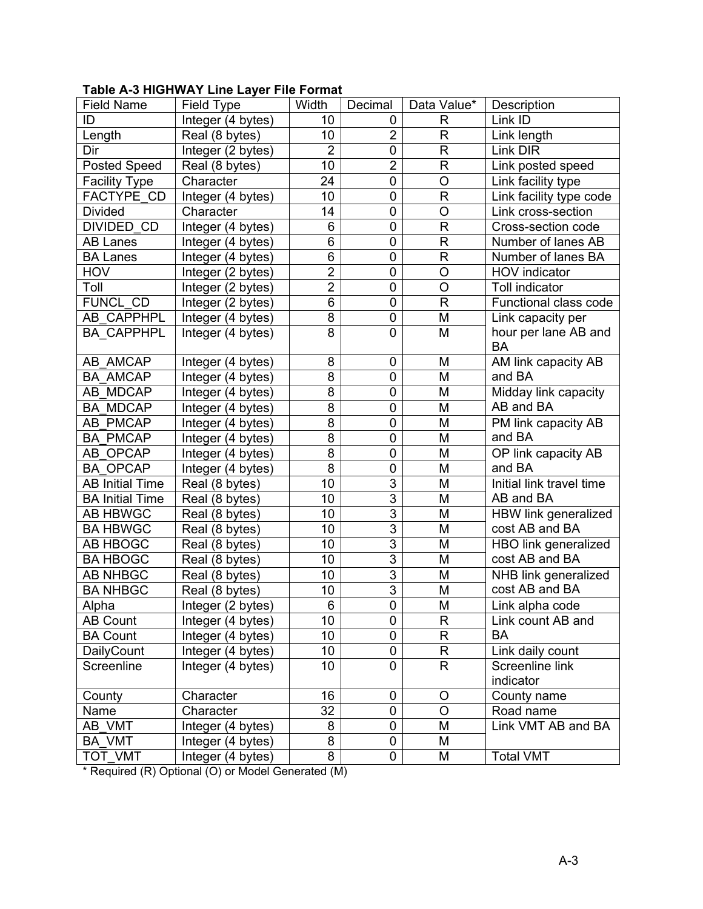**Table A-3 HIGHWAY Line Layer File Format**

| Field Name | Field Type | Width | Decimal | Data Value* | Description |
|---|---|---|---|---|---|
| ID | Integer (4 bytes) | 10 | 0 | R | Link ID |
| Length | Real (8 bytes) | 10 | 2 | R | Link length |
| Dir | Integer (2 bytes) | 2 | 0 | R | Link DIR |
| Posted Speed | Real (8 bytes) | 10 | 2 | R | Link posted speed |
| Facility Type | Character | 24 | 0 | O | Link facility type |
| FACTYPE_CD | Integer (4 bytes) | 10 | 0 | R | Link facility type code |
| Divided | Character | 14 | 0 | O | Link cross-section |
| DIVIDED_CD | Integer (4 bytes) | 6 | 0 | R | Cross-section code |
| AB Lanes | Integer (4 bytes) | 6 | 0 | R | Number of lanes AB |
| BA Lanes | Integer (4 bytes) | 6 | 0 | R | Number of lanes BA |
| HOV | Integer (2 bytes) | 2 | 0 | O | HOV indicator |
| Toll | Integer (2 bytes) | 2 | 0 | O | Toll indicator |
| FUNCL_CD | Integer (2 bytes) | 6 | 0 | R | Functional class code |
| AB_CAPPHPL | Integer (4 bytes) | 8 | 0 | M | Link capacity per hour per lane AB and BA |
| BA_CAPPHPL | Integer (4 bytes) | 8 | 0 | M | |
| AB_AMCAP | Integer (4 bytes) | 8 | 0 | M | AM link capacity AB and BA |
| BA_AMCAP | Integer (4 bytes) | 8 | 0 | M | |
| AB_MDCAP | Integer (4 bytes) | 8 | 0 | M | Midday link capacity AB and BA |
| BA_MDCAP | Integer (4 bytes) | 8 | 0 | M | |
| AB_PMCAP | Integer (4 bytes) | 8 | 0 | M | PM link capacity AB and BA |
| BA_PMCAP | Integer (4 bytes) | 8 | 0 | M | |
| AB_OPCAP | Integer (4 bytes) | 8 | 0 | M | OP link capacity AB and BA |
| BA_OPCAP | Integer (4 bytes) | 8 | 0 | M | |
| AB Initial Time | Real (8 bytes) | 10 | 3 | M | Initial link travel time AB and BA |
| BA Initial Time | Real (8 bytes) | 10 | 3 | M | |
| AB HBWGC | Real (8 bytes) | 10 | 3 | M | HBW link generalized cost AB and BA |
| BA HBWGC | Real (8 bytes) | 10 | 3 | M | |
| AB HBOGC | Real (8 bytes) | 10 | 3 | M | HBO link generalized cost AB and BA |
| BA HBOGC | Real (8 bytes) | 10 | 3 | M | |
| AB NHBGC | Real (8 bytes) | 10 | 3 | M | NHB link generalized cost AB and BA |
| BA NHBGC | Real (8 bytes) | 10 | 3 | M | |
| Alpha | Integer (2 bytes) | 6 | 0 | M | Link alpha code |
| AB Count | Integer (4 bytes) | 10 | 0 | R | Link count AB and BA |
| BA Count | Integer (4 bytes) | 10 | 0 | R | |
| DailyCount | Integer (4 bytes) | 10 | 0 | R | Link daily count |
| Screenline | Integer (4 bytes) | 10 | 0 | R | Screenline link indicator |
| County | Character | 16 | 0 | O | County name |
| Name | Character | 32 | 0 | O | Road name |
| AB_VMT | Integer (4 bytes) | 8 | 0 | M | Link VMT AB and BA |
| BA_VMT | Integer (4 bytes) | 8 | 0 | M | |
| TOT_VMT | Integer (4 bytes) | 8 | 0 | M | Total VMT |

* Required (R) Optional (O) or Model Generated (M)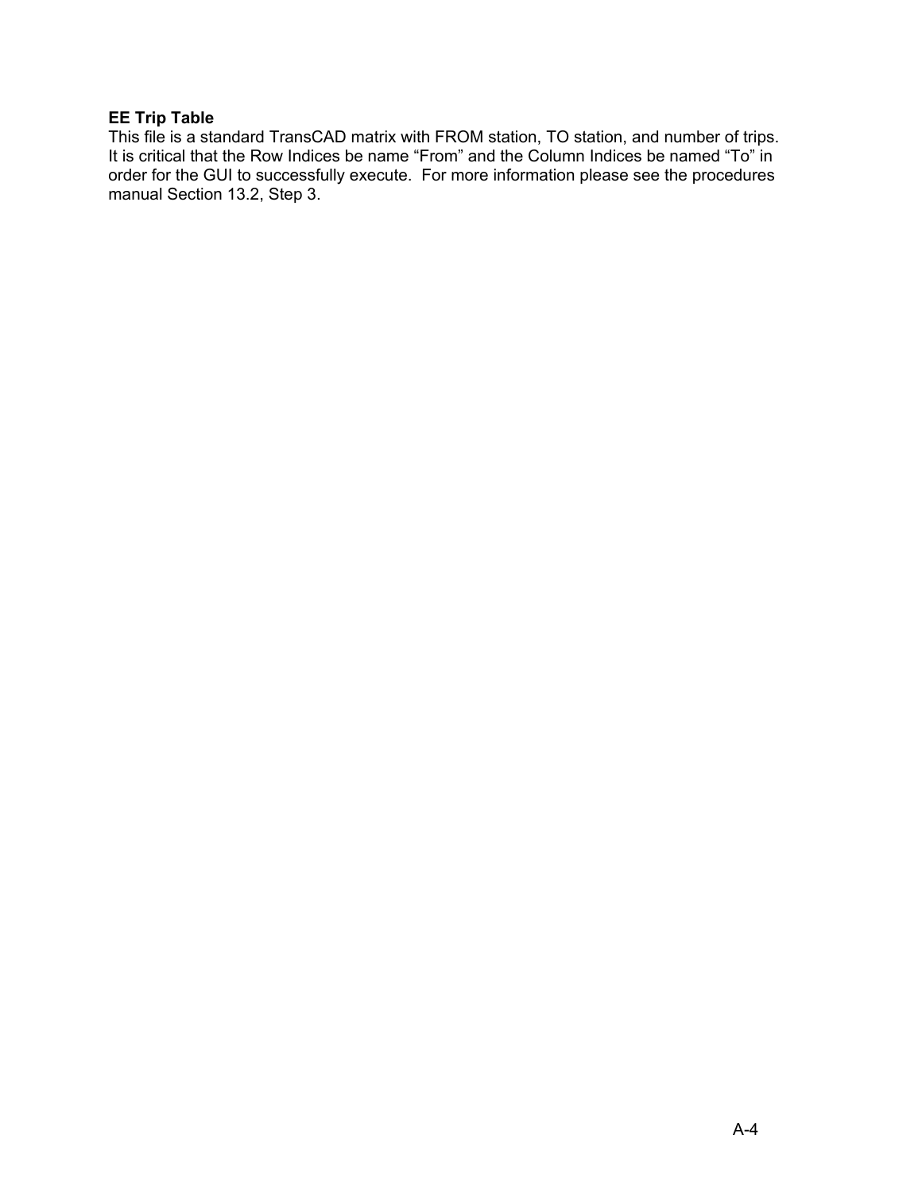**EE Trip Table**

This file is a standard TransCAD matrix with FROM station, TO station, and number of trips. It is critical that the Row Indices be name “From” and the Column Indices be named “To” in order for the GUI to successfully execute. For more information please see the procedures manual Section 13.2, Step 3.